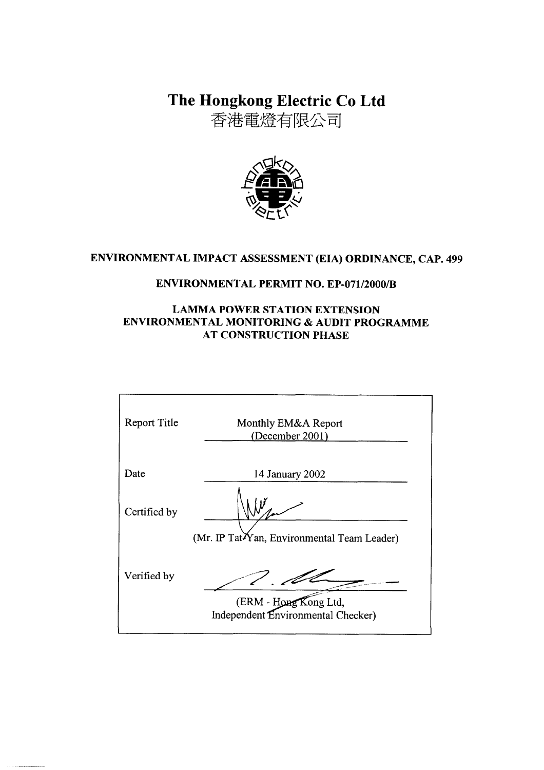# The Hongkong Electric Co Ltd

# 香港電燈有限公司

**ENVIRONMENTAL IMPACT ASSESSMENT (EIA) ORDINANCE, CAP. 499**

**ENVIRONMENTAL PERMIT NO. EP-071/2000/B**

**LAMMA POWER STATION EXTENSION**
**ENVIRONMENTAL MONITORING & AUDIT PROGRAMME**
**AT CONSTRUCTION PHASE**

| | |
|---|---|
| Report Title | Monthly EM&A Report (December 2001) |
| Date | 14 January 2002 |
| Certified by | (Mr. IP Tat Yan, Environmental Team Leader) |
| Verified by | (ERM - Hong Kong Ltd, Independent Environmental Checker) |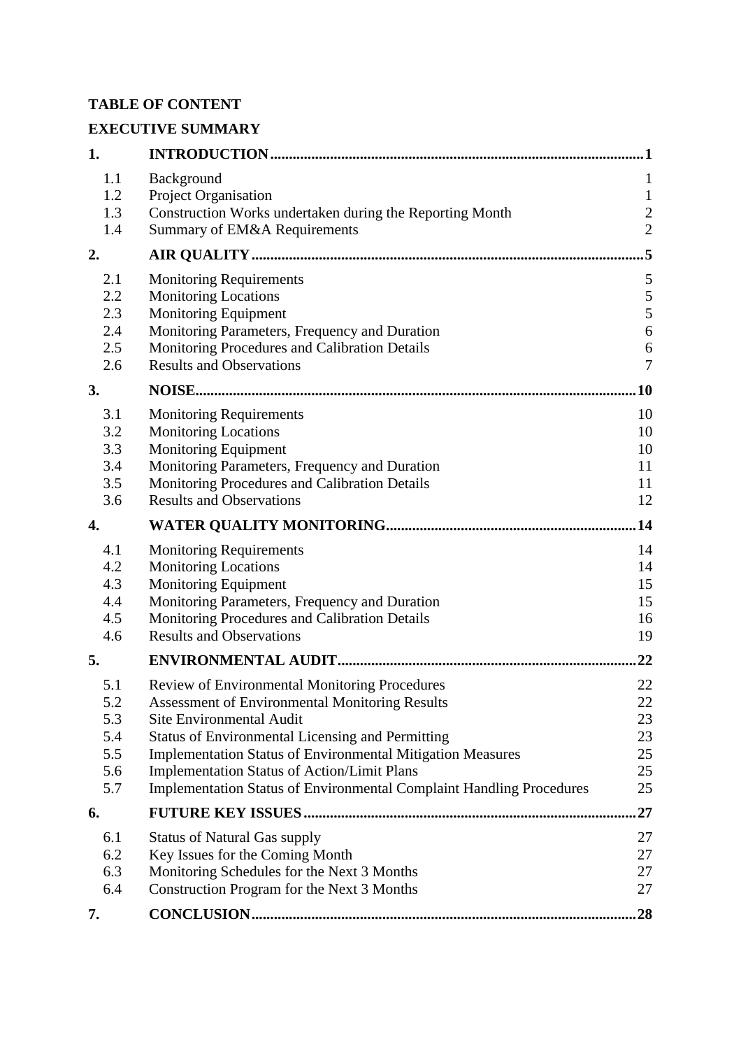**TABLE OF CONTENT**

**EXECUTIVE SUMMARY**

| | | |
|---|---|---|
| **1.** | **INTRODUCTION** | **1** |
| 1.1 | Background | 1 |
| 1.2 | Project Organisation | 1 |
| 1.3 | Construction Works undertaken during the Reporting Month | 2 |
| 1.4 | Summary of EM&A Requirements | 2 |
| **2.** | **AIR QUALITY** | **5** |
| 2.1 | Monitoring Requirements | 5 |
| 2.2 | Monitoring Locations | 5 |
| 2.3 | Monitoring Equipment | 5 |
| 2.4 | Monitoring Parameters, Frequency and Duration | 6 |
| 2.5 | Monitoring Procedures and Calibration Details | 6 |
| 2.6 | Results and Observations | 7 |
| **3.** | **NOISE** | **10** |
| 3.1 | Monitoring Requirements | 10 |
| 3.2 | Monitoring Locations | 10 |
| 3.3 | Monitoring Equipment | 10 |
| 3.4 | Monitoring Parameters, Frequency and Duration | 11 |
| 3.5 | Monitoring Procedures and Calibration Details | 11 |
| 3.6 | Results and Observations | 12 |
| **4.** | **WATER QUALITY MONITORING** | **14** |
| 4.1 | Monitoring Requirements | 14 |
| 4.2 | Monitoring Locations | 14 |
| 4.3 | Monitoring Equipment | 15 |
| 4.4 | Monitoring Parameters, Frequency and Duration | 15 |
| 4.5 | Monitoring Procedures and Calibration Details | 16 |
| 4.6 | Results and Observations | 19 |
| **5.** | **ENVIRONMENTAL AUDIT** | **22** |
| 5.1 | Review of Environmental Monitoring Procedures | 22 |
| 5.2 | Assessment of Environmental Monitoring Results | 22 |
| 5.3 | Site Environmental Audit | 23 |
| 5.4 | Status of Environmental Licensing and Permitting | 23 |
| 5.5 | Implementation Status of Environmental Mitigation Measures | 25 |
| 5.6 | Implementation Status of Action/Limit Plans | 25 |
| 5.7 | Implementation Status of Environmental Complaint Handling Procedures | 25 |
| **6.** | **FUTURE KEY ISSUES** | **27** |
| 6.1 | Status of Natural Gas supply | 27 |
| 6.2 | Key Issues for the Coming Month | 27 |
| 6.3 | Monitoring Schedules for the Next 3 Months | 27 |
| 6.4 | Construction Program for the Next 3 Months | 27 |
| **7.** | **CONCLUSION** | **28** |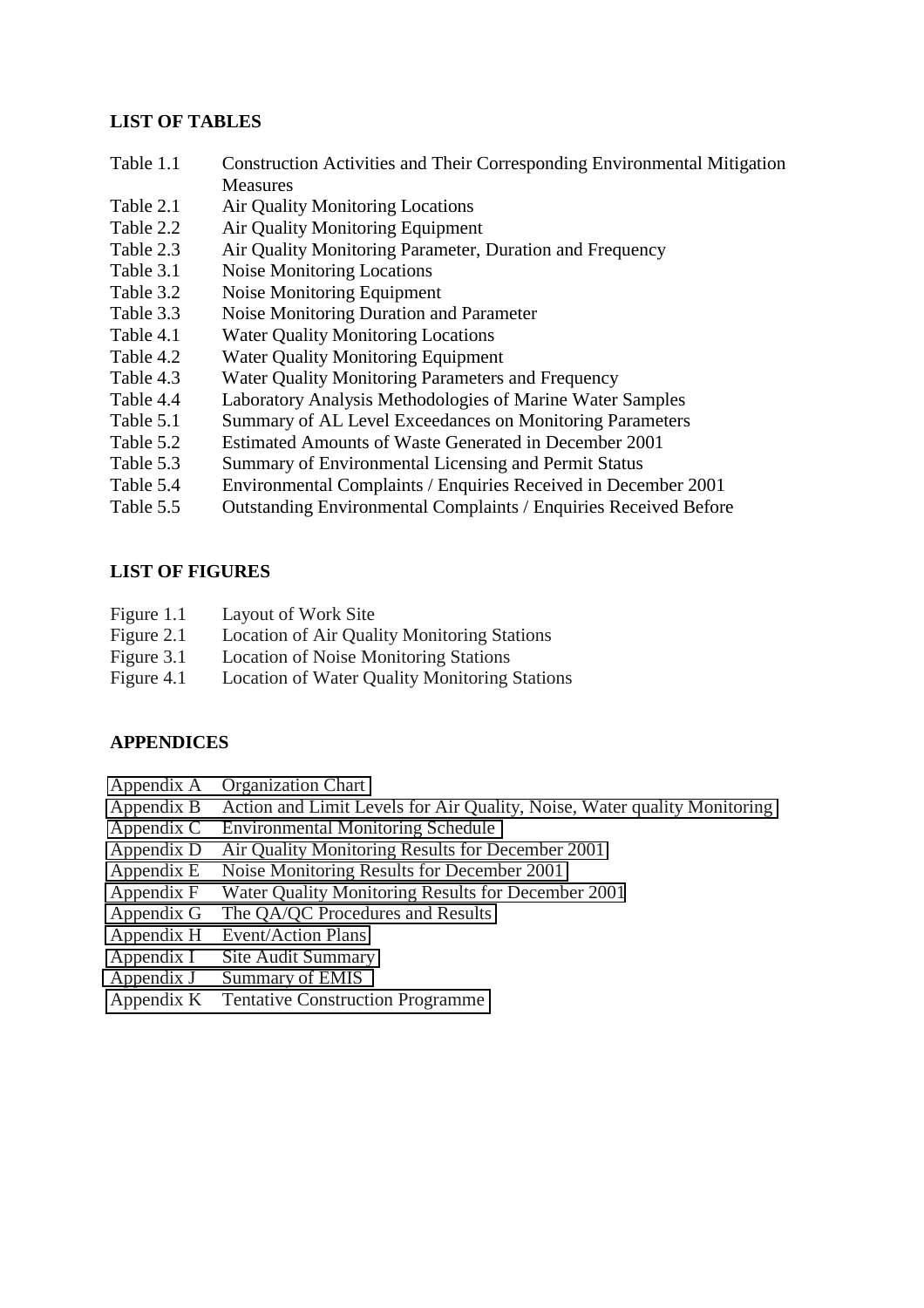**LIST OF TABLES**

Table 1.1 Construction Activities and Their Corresponding Environmental Mitigation Measures
Table 2.1 Air Quality Monitoring Locations
Table 2.2 Air Quality Monitoring Equipment
Table 2.3 Air Quality Monitoring Parameter, Duration and Frequency
Table 3.1 Noise Monitoring Locations
Table 3.2 Noise Monitoring Equipment
Table 3.3 Noise Monitoring Duration and Parameter
Table 4.1 Water Quality Monitoring Locations
Table 4.2 Water Quality Monitoring Equipment
Table 4.3 Water Quality Monitoring Parameters and Frequency
Table 4.4 Laboratory Analysis Methodologies of Marine Water Samples
Table 5.1 Summary of AL Level Exceedances on Monitoring Parameters
Table 5.2 Estimated Amounts of Waste Generated in December 2001
Table 5.3 Summary of Environmental Licensing and Permit Status
Table 5.4 Environmental Complaints / Enquiries Received in December 2001
Table 5.5 Outstanding Environmental Complaints / Enquiries Received Before

**LIST OF FIGURES**

Figure 1.1 Layout of Work Site
Figure 2.1 Location of Air Quality Monitoring Stations
Figure 3.1 Location of Noise Monitoring Stations
Figure 4.1 Location of Water Quality Monitoring Stations

**APPENDICES**

Appendix A Organization Chart
Appendix B Action and Limit Levels for Air Quality, Noise, Water quality Monitoring
Appendix C Environmental Monitoring Schedule
Appendix D Air Quality Monitoring Results for December 2001
Appendix E Noise Monitoring Results for December 2001
Appendix F Water Quality Monitoring Results for December 2001
Appendix G The QA/QC Procedures and Results
Appendix H Event/Action Plans
Appendix I Site Audit Summary
Appendix J Summary of EMIS
Appendix K Tentative Construction Programme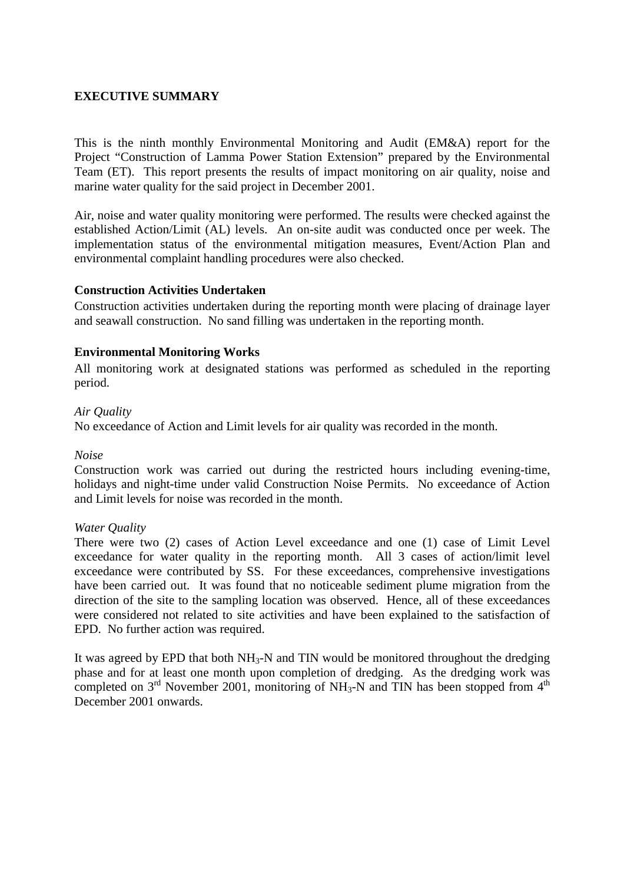## EXECUTIVE SUMMARY

This is the ninth monthly Environmental Monitoring and Audit (EM&A) report for the Project "Construction of Lamma Power Station Extension" prepared by the Environmental Team (ET). This report presents the results of impact monitoring on air quality, noise and marine water quality for the said project in December 2001.

Air, noise and water quality monitoring were performed. The results were checked against the established Action/Limit (AL) levels. An on-site audit was conducted once per week. The implementation status of the environmental mitigation measures, Event/Action Plan and environmental complaint handling procedures were also checked.

### Construction Activities Undertaken

Construction activities undertaken during the reporting month were placing of drainage layer and seawall construction. No sand filling was undertaken in the reporting month.

### Environmental Monitoring Works

All monitoring work at designated stations was performed as scheduled in the reporting period.

*Air Quality*

No exceedance of Action and Limit levels for air quality was recorded in the month.

*Noise*

Construction work was carried out during the restricted hours including evening-time, holidays and night-time under valid Construction Noise Permits. No exceedance of Action and Limit levels for noise was recorded in the month.

*Water Quality*

There were two (2) cases of Action Level exceedance and one (1) case of Limit Level exceedance for water quality in the reporting month. All 3 cases of action/limit level exceedance were contributed by SS. For these exceedances, comprehensive investigations have been carried out. It was found that no noticeable sediment plume migration from the direction of the site to the sampling location was observed. Hence, all of these exceedances were considered not related to site activities and have been explained to the satisfaction of EPD. No further action was required.

It was agreed by EPD that both $NH_3$-N and TIN would be monitored throughout the dredging phase and for at least one month upon completion of dredging. As the dredging work was completed on 3rd November 2001, monitoring of $NH_3$-N and TIN has been stopped from 4th December 2001 onwards.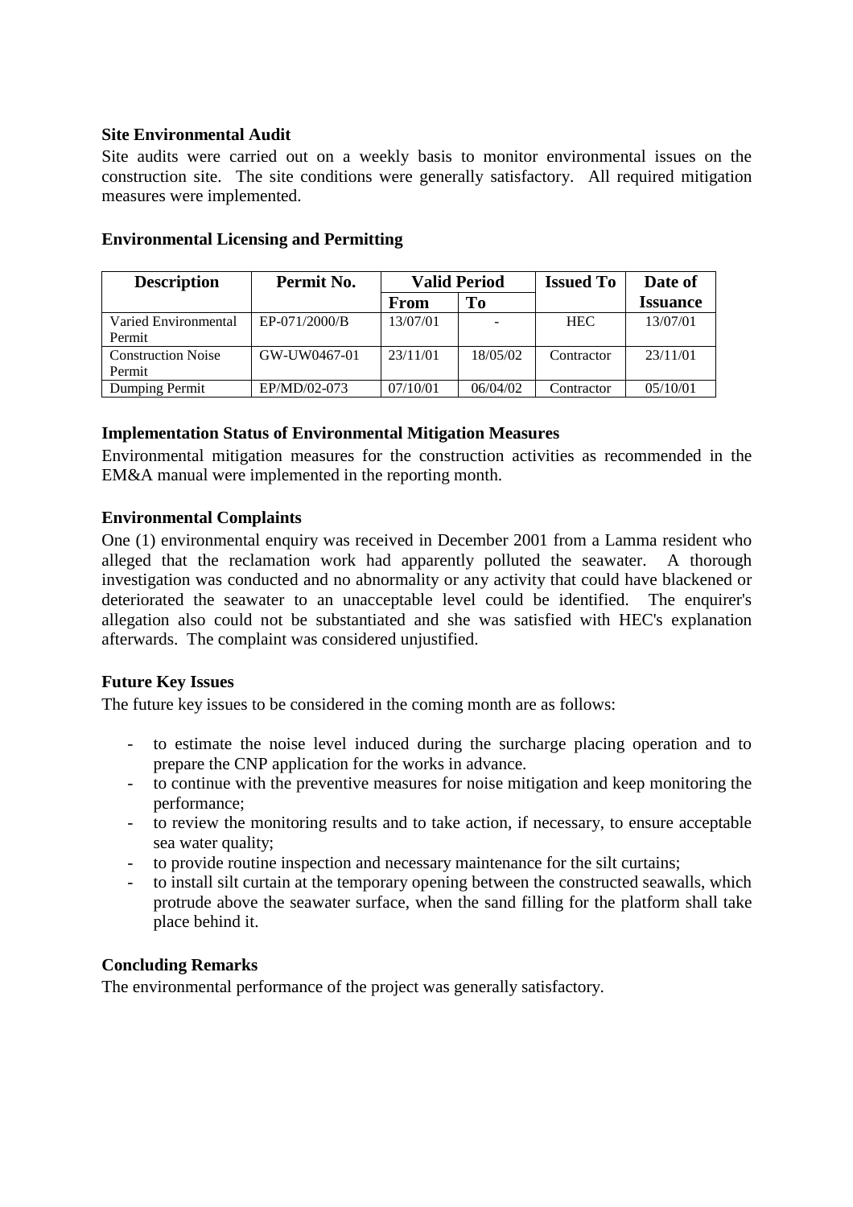**Site Environmental Audit**

Site audits were carried out on a weekly basis to monitor environmental issues on the construction site. The site conditions were generally satisfactory. All required mitigation measures were implemented.

**Environmental Licensing and Permitting**

| Description | Permit No. | Valid Period | | Issued To | Date of |
|---|---|---|---|---|---|
| | | From | To | | Issuance |
| Varied Environmental Permit | EP-071/2000/B | 13/07/01 | - | HEC | 13/07/01 |
| Construction Noise Permit | GW-UW0467-01 | 23/11/01 | 18/05/02 | Contractor | 23/11/01 |
| Dumping Permit | EP/MD/02-073 | 07/10/01 | 06/04/02 | Contractor | 05/10/01 |

**Implementation Status of Environmental Mitigation Measures**

Environmental mitigation measures for the construction activities as recommended in the EM&A manual were implemented in the reporting month.

**Environmental Complaints**

One (1) environmental enquiry was received in December 2001 from a Lamma resident who alleged that the reclamation work had apparently polluted the seawater. A thorough investigation was conducted and no abnormality or any activity that could have blackened or deteriorated the seawater to an unacceptable level could be identified. The enquirer's allegation also could not be substantiated and she was satisfied with HEC's explanation afterwards. The complaint was considered unjustified.

**Future Key Issues**

The future key issues to be considered in the coming month are as follows:

- to estimate the noise level induced during the surcharge placing operation and to prepare the CNP application for the works in advance.
- to continue with the preventive measures for noise mitigation and keep monitoring the performance;
- to review the monitoring results and to take action, if necessary, to ensure acceptable sea water quality;
- to provide routine inspection and necessary maintenance for the silt curtains;
- to install silt curtain at the temporary opening between the constructed seawalls, which protrude above the seawater surface, when the sand filling for the platform shall take place behind it.

**Concluding Remarks**

The environmental performance of the project was generally satisfactory.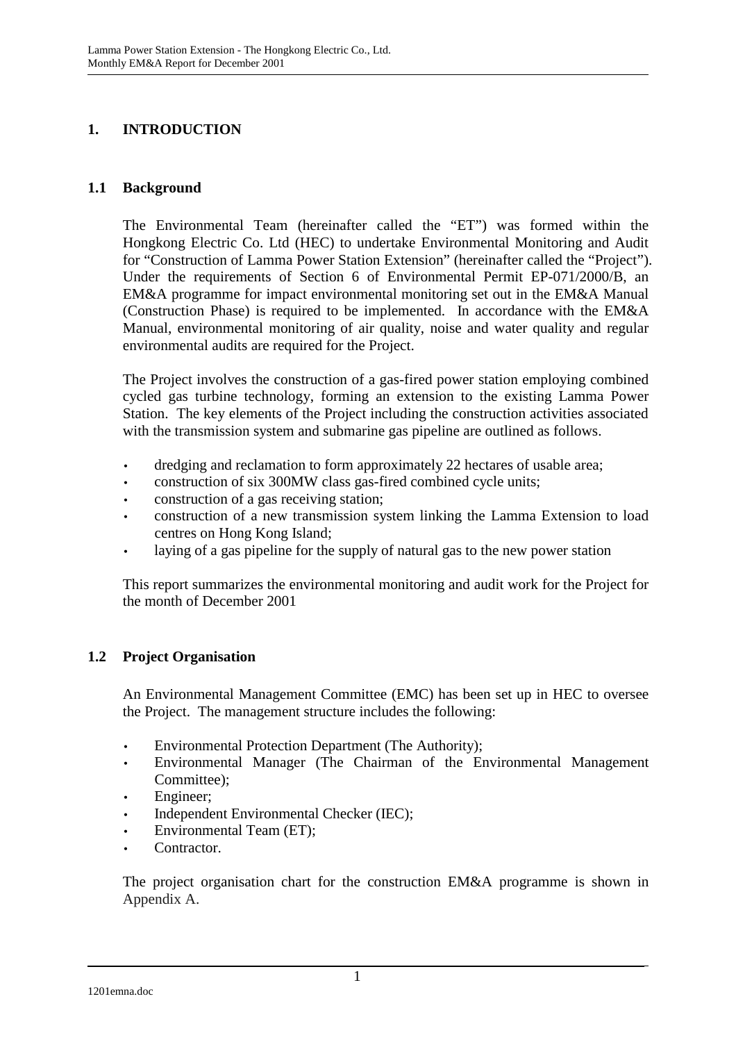# 1. INTRODUCTION

## 1.1 Background

The Environmental Team (hereinafter called the "ET") was formed within the Hongkong Electric Co. Ltd (HEC) to undertake Environmental Monitoring and Audit for "Construction of Lamma Power Station Extension" (hereinafter called the "Project"). Under the requirements of Section 6 of Environmental Permit EP-071/2000/B, an EM&A programme for impact environmental monitoring set out in the EM&A Manual (Construction Phase) is required to be implemented. In accordance with the EM&A Manual, environmental monitoring of air quality, noise and water quality and regular environmental audits are required for the Project.

The Project involves the construction of a gas-fired power station employing combined cycled gas turbine technology, forming an extension to the existing Lamma Power Station. The key elements of the Project including the construction activities associated with the transmission system and submarine gas pipeline are outlined as follows.

- dredging and reclamation to form approximately 22 hectares of usable area;
- construction of six 300MW class gas-fired combined cycle units;
- construction of a gas receiving station;
- construction of a new transmission system linking the Lamma Extension to load centres on Hong Kong Island;
- laying of a gas pipeline for the supply of natural gas to the new power station

This report summarizes the environmental monitoring and audit work for the Project for the month of December 2001

## 1.2 Project Organisation

An Environmental Management Committee (EMC) has been set up in HEC to oversee the Project. The management structure includes the following:

- Environmental Protection Department (The Authority);
- Environmental Manager (The Chairman of the Environmental Management Committee);
- Engineer;
- Independent Environmental Checker (IEC);
- Environmental Team (ET);
- Contractor.

The project organisation chart for the construction EM&A programme is shown in Appendix A.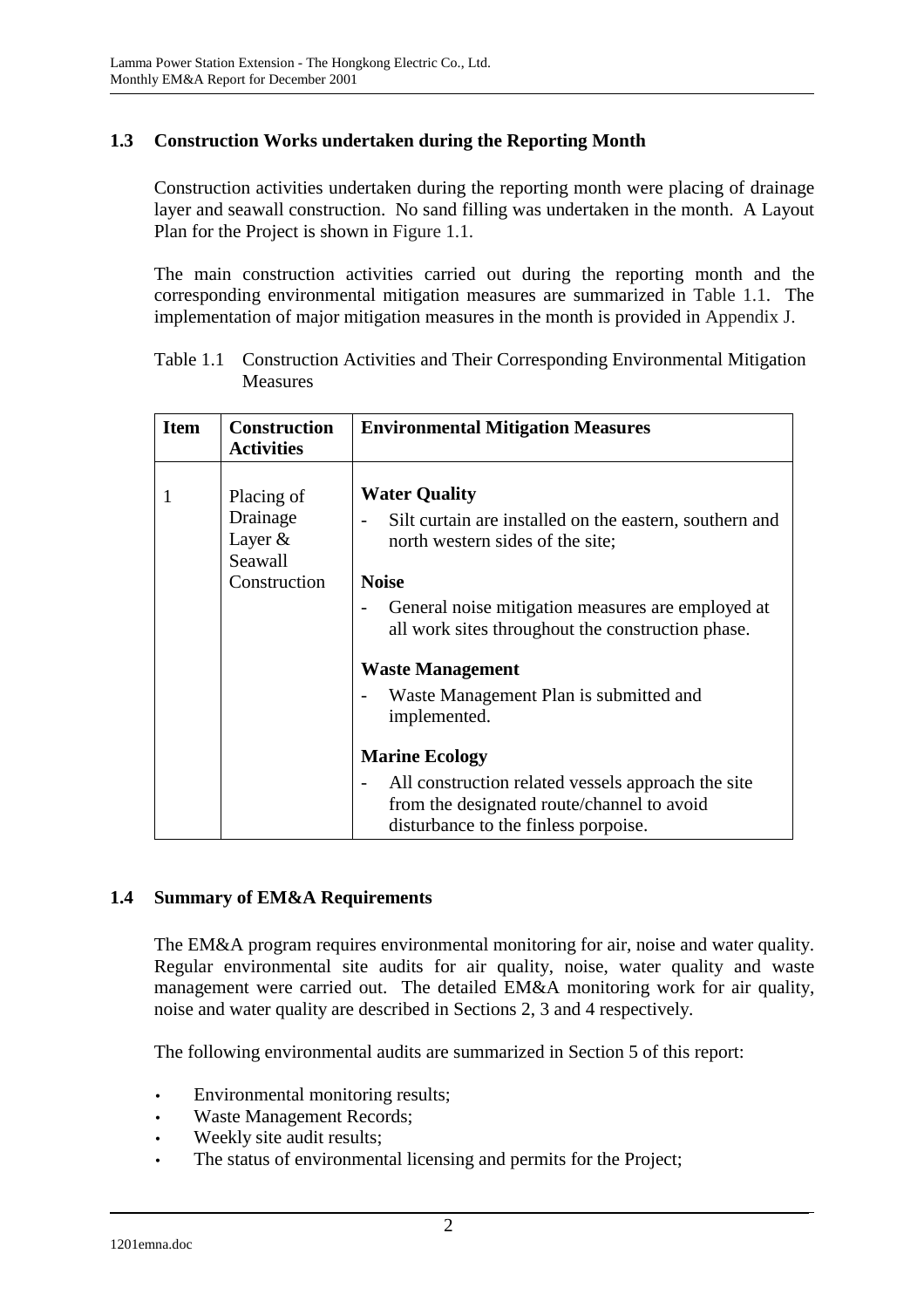## 1.3 Construction Works undertaken during the Reporting Month

Construction activities undertaken during the reporting month were placing of drainage layer and seawall construction. No sand filling was undertaken in the month. A Layout Plan for the Project is shown in Figure 1.1.

The main construction activities carried out during the reporting month and the corresponding environmental mitigation measures are summarized in Table 1.1. The implementation of major mitigation measures in the month is provided in Appendix J.

Table 1.1 Construction Activities and Their Corresponding Environmental Mitigation Measures

| Item | Construction Activities | Environmental Mitigation Measures |
|---|---|---|
| 1 | Placing of Drainage Layer & Seawall Construction | **Water Quality**<br>- Silt curtain are installed on the eastern, southern and north western sides of the site;<br>**Noise**<br>- General noise mitigation measures are employed at all work sites throughout the construction phase.<br>**Waste Management**<br>- Waste Management Plan is submitted and implemented.<br>**Marine Ecology**<br>- All construction related vessels approach the site from the designated route/channel to avoid disturbance to the finless porpoise. |

## 1.4 Summary of EM&A Requirements

The EM&A program requires environmental monitoring for air, noise and water quality. Regular environmental site audits for air quality, noise, water quality and waste management were carried out. The detailed EM&A monitoring work for air quality, noise and water quality are described in Sections 2, 3 and 4 respectively.

The following environmental audits are summarized in Section 5 of this report:

- Environmental monitoring results;
- Waste Management Records;
- Weekly site audit results;
- The status of environmental licensing and permits for the Project;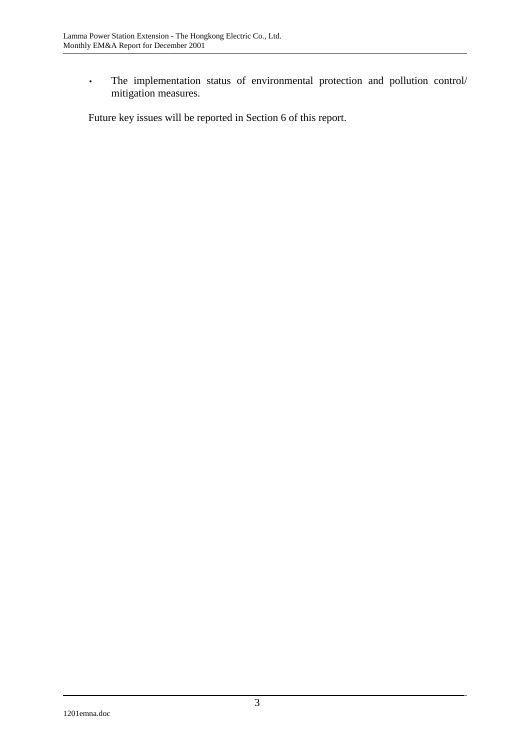- The implementation status of environmental protection and pollution control/ mitigation measures.

Future key issues will be reported in Section 6 of this report.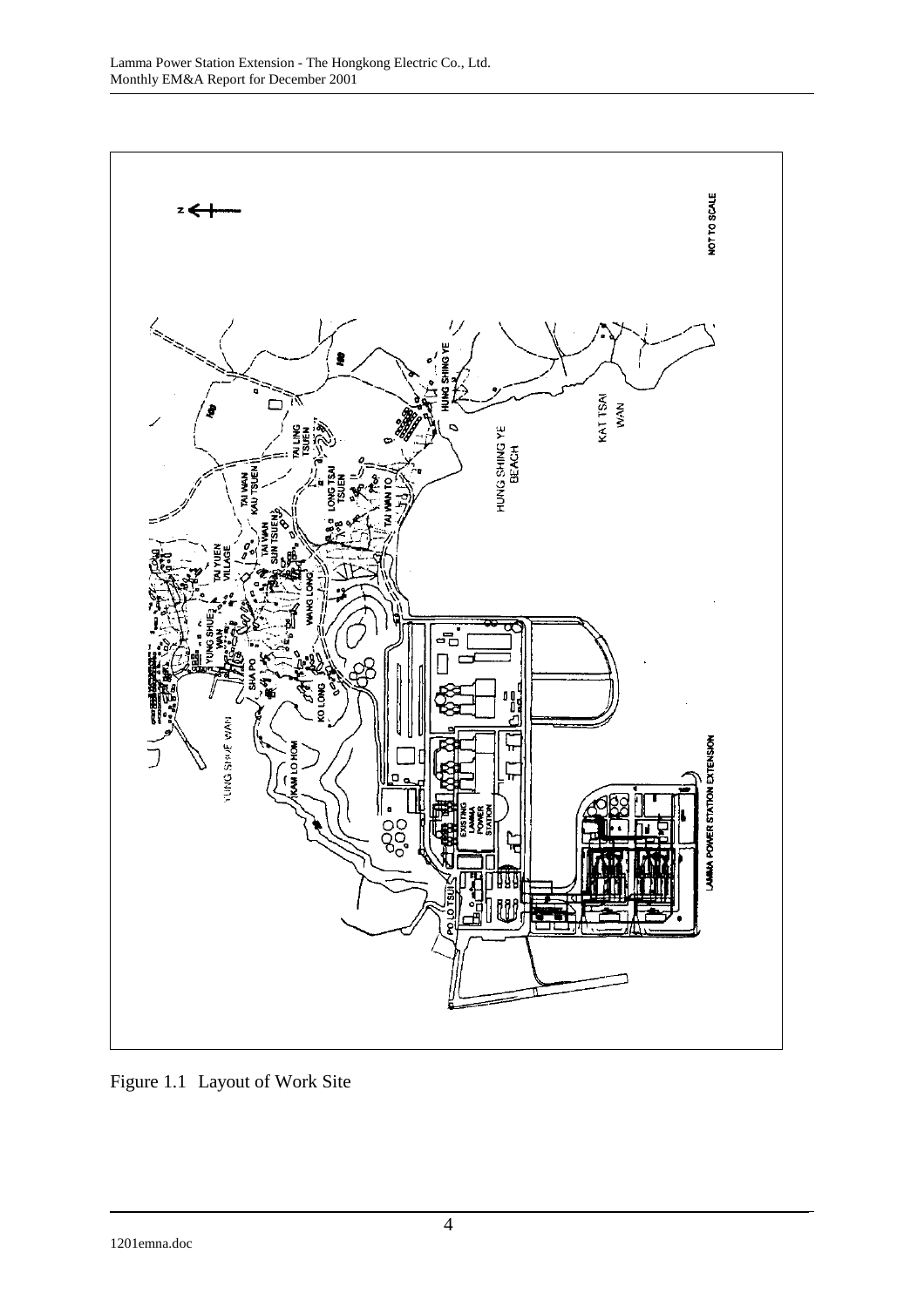Figure 1.1 Layout of Work Site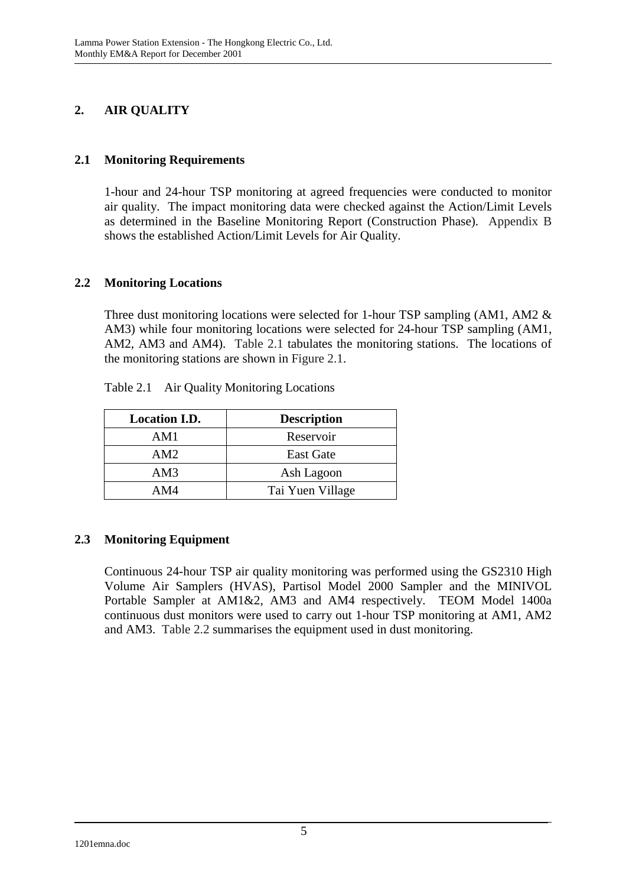## 2. AIR QUALITY

### 2.1 Monitoring Requirements

1-hour and 24-hour TSP monitoring at agreed frequencies were conducted to monitor air quality. The impact monitoring data were checked against the Action/Limit Levels as determined in the Baseline Monitoring Report (Construction Phase). Appendix B shows the established Action/Limit Levels for Air Quality.

### 2.2 Monitoring Locations

Three dust monitoring locations were selected for 1-hour TSP sampling (AM1, AM2 & AM3) while four monitoring locations were selected for 24-hour TSP sampling (AM1, AM2, AM3 and AM4). Table 2.1 tabulates the monitoring stations. The locations of the monitoring stations are shown in Figure 2.1.

Table 2.1 Air Quality Monitoring Locations

| Location I.D. | Description |
|---|---|
| AM1 | Reservoir |
| AM2 | East Gate |
| AM3 | Ash Lagoon |
| AM4 | Tai Yuen Village |

### 2.3 Monitoring Equipment

Continuous 24-hour TSP air quality monitoring was performed using the GS2310 High Volume Air Samplers (HVAS), Partisol Model 2000 Sampler and the MINIVOL Portable Sampler at AM1&2, AM3 and AM4 respectively. TEOM Model 1400a continuous dust monitors were used to carry out 1-hour TSP monitoring at AM1, AM2 and AM3. Table 2.2 summarises the equipment used in dust monitoring.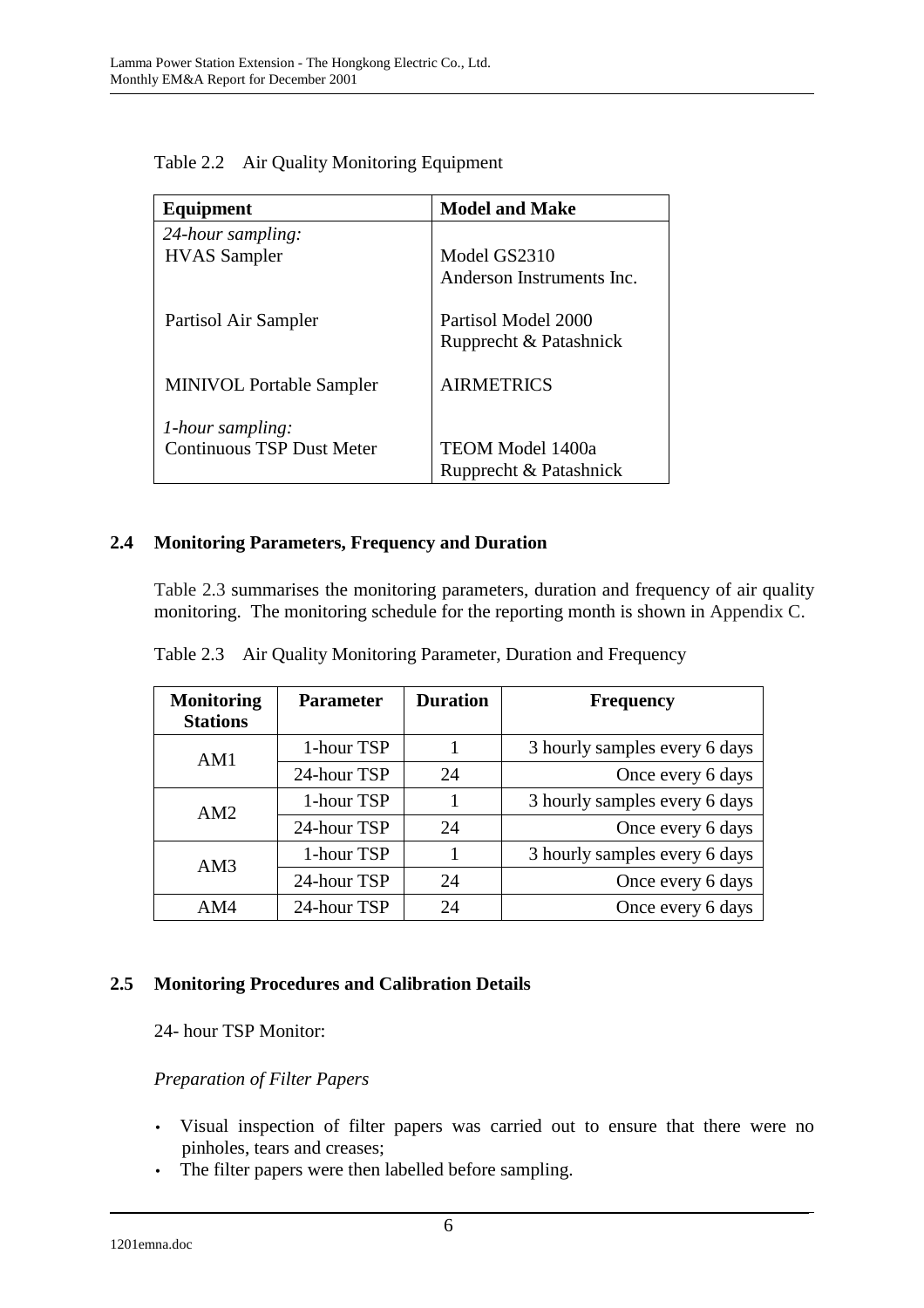Table 2.2 Air Quality Monitoring Equipment

| Equipment | Model and Make |
|---|---|
| *24-hour sampling:* | |
| HVAS Sampler | Model GS2310<br>Anderson Instruments Inc. |
| Partisol Air Sampler | Partisol Model 2000<br>Rupprecht & Patashnick |
| MINIVOL Portable Sampler | AIRMETRICS |
| *1-hour sampling:* | |
| Continuous TSP Dust Meter | TEOM Model 1400a<br>Rupprecht & Patashnick |

## 2.4 Monitoring Parameters, Frequency and Duration

Table 2.3 summarises the monitoring parameters, duration and frequency of air quality monitoring. The monitoring schedule for the reporting month is shown in Appendix C.

Table 2.3 Air Quality Monitoring Parameter, Duration and Frequency

| Monitoring Stations | Parameter | Duration | Frequency |
|---|---|---|---|
| AM1 | 1-hour TSP | 1 | 3 hourly samples every 6 days |
| | 24-hour TSP | 24 | Once every 6 days |
| AM2 | 1-hour TSP | 1 | 3 hourly samples every 6 days |
| | 24-hour TSP | 24 | Once every 6 days |
| AM3 | 1-hour TSP | 1 | 3 hourly samples every 6 days |
| | 24-hour TSP | 24 | Once every 6 days |
| AM4 | 24-hour TSP | 24 | Once every 6 days |

## 2.5 Monitoring Procedures and Calibration Details

24- hour TSP Monitor:

*Preparation of Filter Papers*

- Visual inspection of filter papers was carried out to ensure that there were no pinholes, tears and creases;
- The filter papers were then labelled before sampling.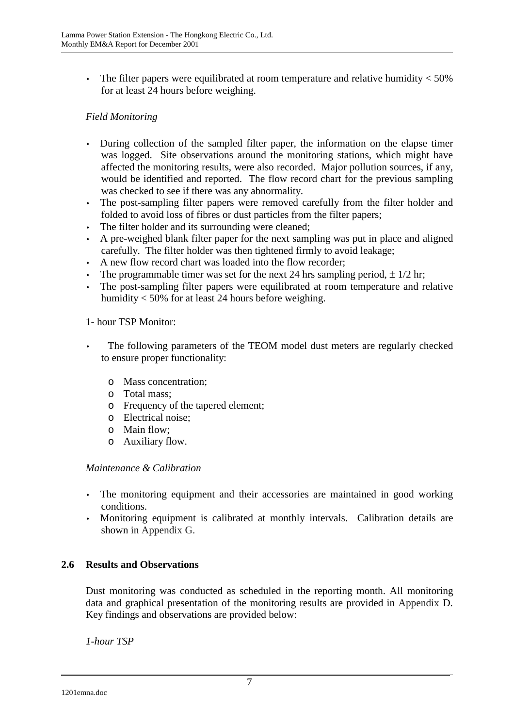- The filter papers were equilibrated at room temperature and relative humidity < 50% for at least 24 hours before weighing.

*Field Monitoring*

- During collection of the sampled filter paper, the information on the elapse timer was logged. Site observations around the monitoring stations, which might have affected the monitoring results, were also recorded. Major pollution sources, if any, would be identified and reported. The flow record chart for the previous sampling was checked to see if there was any abnormality.
- The post-sampling filter papers were removed carefully from the filter holder and folded to avoid loss of fibres or dust particles from the filter papers;
- The filter holder and its surrounding were cleaned;
- A pre-weighed blank filter paper for the next sampling was put in place and aligned carefully. The filter holder was then tightened firmly to avoid leakage;
- A new flow record chart was loaded into the flow recorder;
- The programmable timer was set for the next 24 hrs sampling period, $\pm$ 1/2 hr;
- The post-sampling filter papers were equilibrated at room temperature and relative humidity < 50% for at least 24 hours before weighing.

1- hour TSP Monitor:

- The following parameters of the TEOM model dust meters are regularly checked to ensure proper functionality:
  - Mass concentration;
  - Total mass;
  - Frequency of the tapered element;
  - Electrical noise;
  - Main flow;
  - Auxiliary flow.

*Maintenance & Calibration*

- The monitoring equipment and their accessories are maintained in good working conditions.
- Monitoring equipment is calibrated at monthly intervals. Calibration details are shown in Appendix G.

## 2.6 Results and Observations

Dust monitoring was conducted as scheduled in the reporting month. All monitoring data and graphical presentation of the monitoring results are provided in Appendix D. Key findings and observations are provided below:

*1-hour TSP*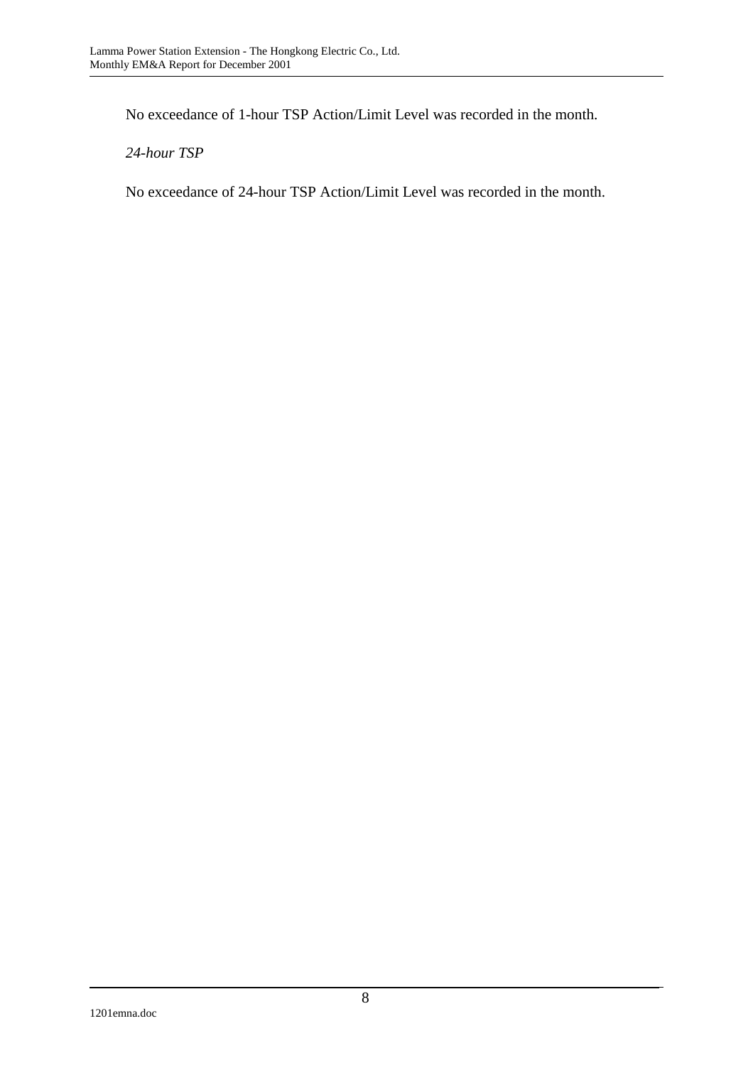No exceedance of 1-hour TSP Action/Limit Level was recorded in the month.

*24-hour TSP*

No exceedance of 24-hour TSP Action/Limit Level was recorded in the month.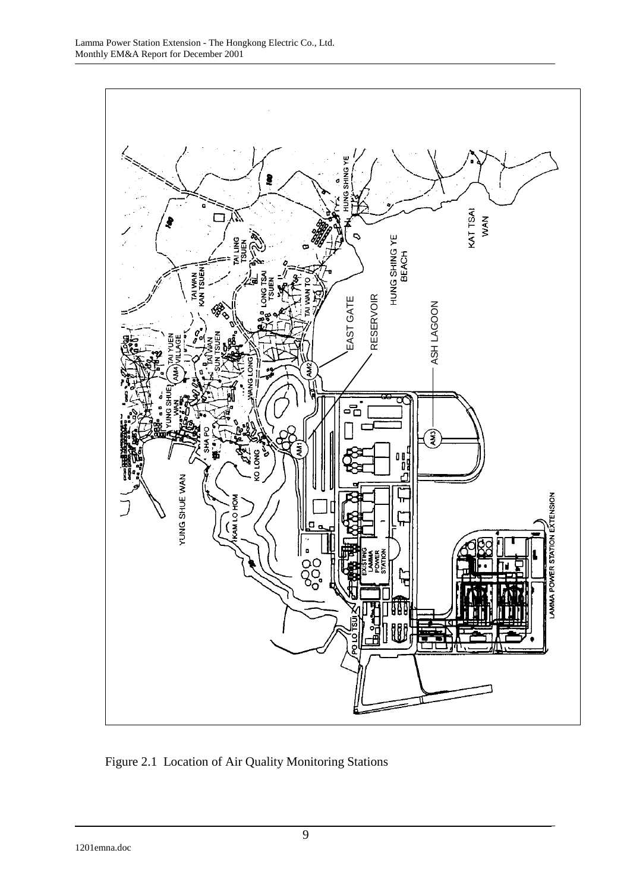Figure 2.1 Location of Air Quality Monitoring Stations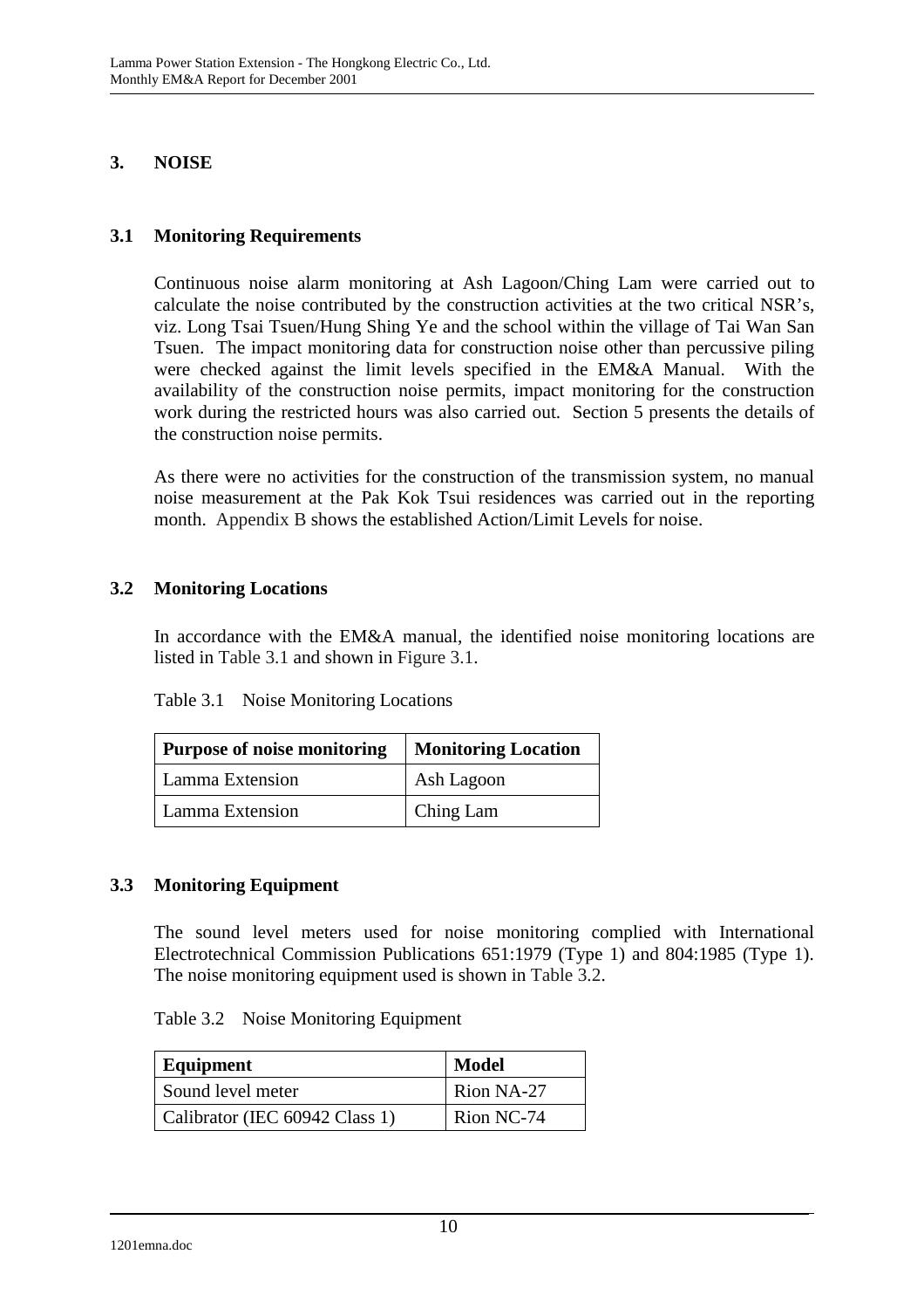# 3. NOISE

## 3.1 Monitoring Requirements

Continuous noise alarm monitoring at Ash Lagoon/Ching Lam were carried out to calculate the noise contributed by the construction activities at the two critical NSR's, viz. Long Tsai Tsuen/Hung Shing Ye and the school within the village of Tai Wan San Tsuen. The impact monitoring data for construction noise other than percussive piling were checked against the limit levels specified in the EM&A Manual. With the availability of the construction noise permits, impact monitoring for the construction work during the restricted hours was also carried out. Section 5 presents the details of the construction noise permits.

As there were no activities for the construction of the transmission system, no manual noise measurement at the Pak Kok Tsui residences was carried out in the reporting month. Appendix B shows the established Action/Limit Levels for noise.

## 3.2 Monitoring Locations

In accordance with the EM&A manual, the identified noise monitoring locations are listed in Table 3.1 and shown in Figure 3.1.

Table 3.1 Noise Monitoring Locations

| Purpose of noise monitoring | Monitoring Location |
|---|---|
| Lamma Extension | Ash Lagoon |
| Lamma Extension | Ching Lam |

## 3.3 Monitoring Equipment

The sound level meters used for noise monitoring complied with International Electrotechnical Commission Publications 651:1979 (Type 1) and 804:1985 (Type 1). The noise monitoring equipment used is shown in Table 3.2.

Table 3.2 Noise Monitoring Equipment

| Equipment | Model |
|---|---|
| Sound level meter | Rion NA-27 |
| Calibrator (IEC 60942 Class 1) | Rion NC-74 |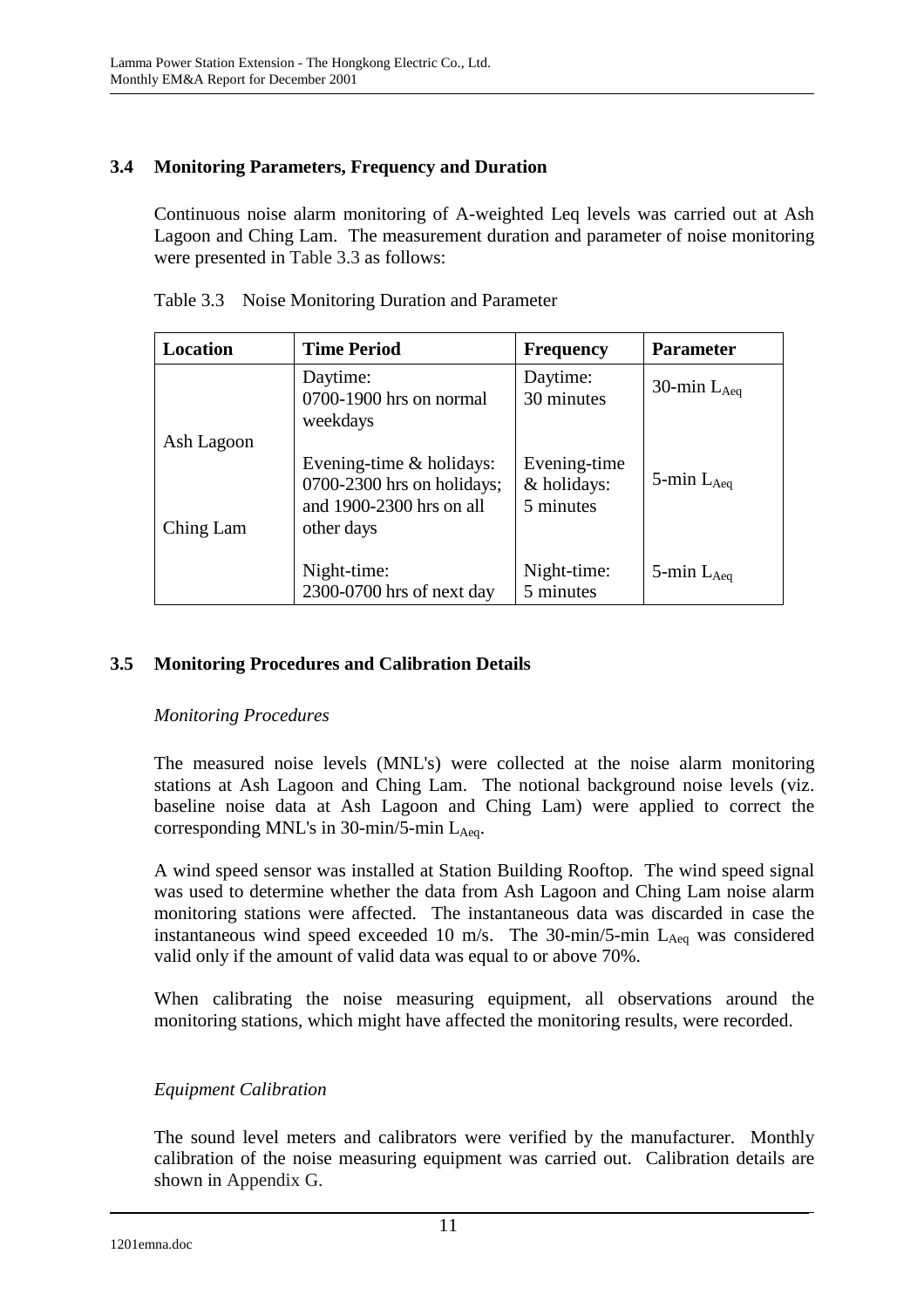### 3.4 Monitoring Parameters, Frequency and Duration

Continuous noise alarm monitoring of A-weighted Leq levels was carried out at Ash Lagoon and Ching Lam. The measurement duration and parameter of noise monitoring were presented in Table 3.3 as follows:

Table 3.3 Noise Monitoring Duration and Parameter

| Location | Time Period | Frequency | Parameter |
|---|---|---|---|
| Ash Lagoon<br><br>Ching Lam | Daytime:<br>0700-1900 hrs on normal weekdays | Daytime:<br>30 minutes | 30-min $L_{Aeq}$ |
| | Evening-time & holidays:<br>0700-2300 hrs on holidays; and 1900-2300 hrs on all other days | Evening-time & holidays:<br>5 minutes | 5-min $L_{Aeq}$ |
| | Night-time:<br>2300-0700 hrs of next day | Night-time:<br>5 minutes | 5-min $L_{Aeq}$ |

### 3.5 Monitoring Procedures and Calibration Details

*Monitoring Procedures*

The measured noise levels (MNL's) were collected at the noise alarm monitoring stations at Ash Lagoon and Ching Lam. The notional background noise levels (viz. baseline noise data at Ash Lagoon and Ching Lam) were applied to correct the corresponding MNL's in 30-min/5-min $L_{Aeq}$.

A wind speed sensor was installed at Station Building Rooftop. The wind speed signal was used to determine whether the data from Ash Lagoon and Ching Lam noise alarm monitoring stations were affected. The instantaneous data was discarded in case the instantaneous wind speed exceeded 10 m/s. The 30-min/5-min $L_{Aeq}$ was considered valid only if the amount of valid data was equal to or above 70%.

When calibrating the noise measuring equipment, all observations around the monitoring stations, which might have affected the monitoring results, were recorded.

*Equipment Calibration*

The sound level meters and calibrators were verified by the manufacturer. Monthly calibration of the noise measuring equipment was carried out. Calibration details are shown in Appendix G.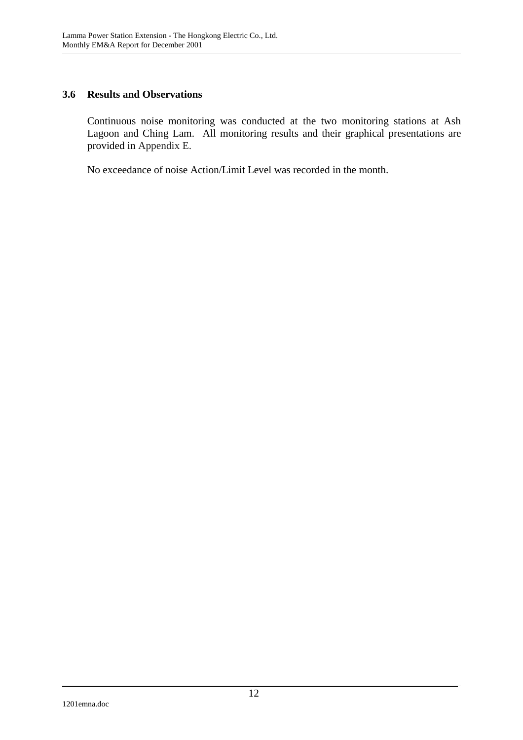### 3.6 Results and Observations

Continuous noise monitoring was conducted at the two monitoring stations at Ash Lagoon and Ching Lam. All monitoring results and their graphical presentations are provided in Appendix E.

No exceedance of noise Action/Limit Level was recorded in the month.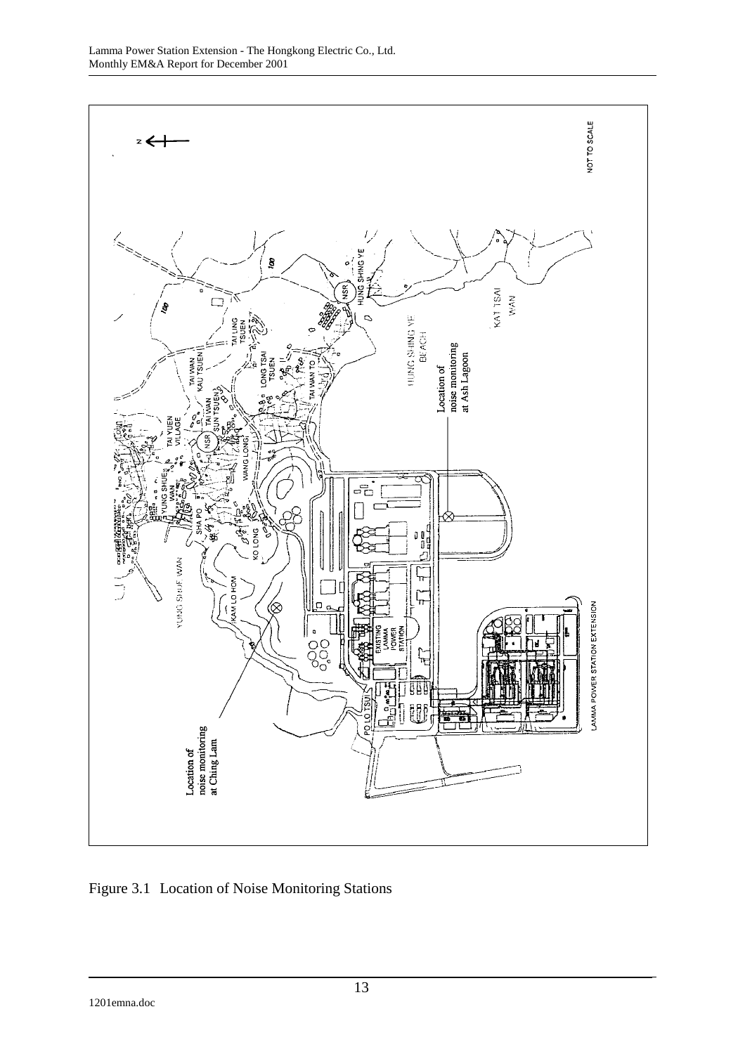Figure 3.1 Location of Noise Monitoring Stations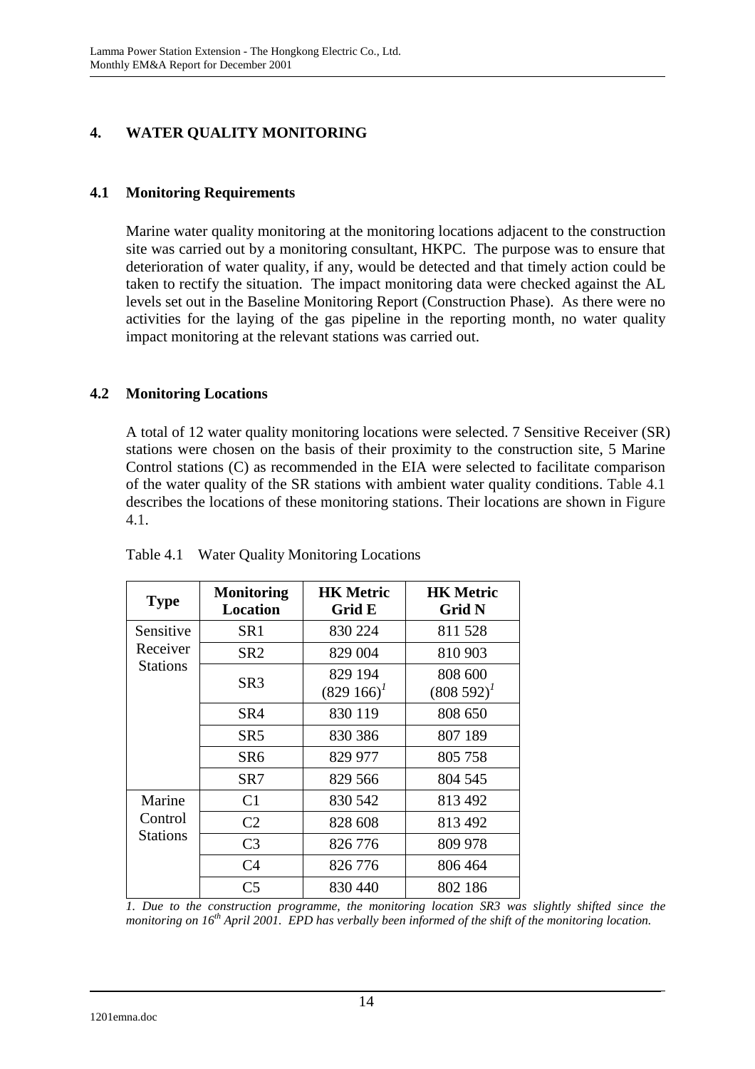# 4. WATER QUALITY MONITORING

## 4.1 Monitoring Requirements

Marine water quality monitoring at the monitoring locations adjacent to the construction site was carried out by a monitoring consultant, HKPC. The purpose was to ensure that deterioration of water quality, if any, would be detected and that timely action could be taken to rectify the situation. The impact monitoring data were checked against the AL levels set out in the Baseline Monitoring Report (Construction Phase). As there were no activities for the laying of the gas pipeline in the reporting month, no water quality impact monitoring at the relevant stations was carried out.

## 4.2 Monitoring Locations

A total of 12 water quality monitoring locations were selected. 7 Sensitive Receiver (SR) stations were chosen on the basis of their proximity to the construction site, 5 Marine Control stations (C) as recommended in the EIA were selected to facilitate comparison of the water quality of the SR stations with ambient water quality conditions. Table 4.1 describes the locations of these monitoring stations. Their locations are shown in Figure 4.1.

Table 4.1 Water Quality Monitoring Locations

| Type | Monitoring Location | HK Metric Grid E | HK Metric Grid N |
|---|---|---|---|
| Sensitive Receiver Stations | SR1 | 830 224 | 811 528 |
| | SR2 | 829 004 | 810 903 |
| | SR3 | 829 194 (829 166)[1] | 808 600 (808 592)[1] |
| | SR4 | 830 119 | 808 650 |
| | SR5 | 830 386 | 807 189 |
| | SR6 | 829 977 | 805 758 |
| | SR7 | 829 566 | 804 545 |
| Marine Control Stations | C1 | 830 542 | 813 492 |
| | C2 | 828 608 | 813 492 |
| | C3 | 826 776 | 809 978 |
| | C4 | 826 776 | 806 464 |
| | C5 | 830 440 | 802 186 |

*1. Due to the construction programme, the monitoring location SR3 was slightly shifted since the monitoring on 16th April 2001. EPD has verbally been informed of the shift of the monitoring location.*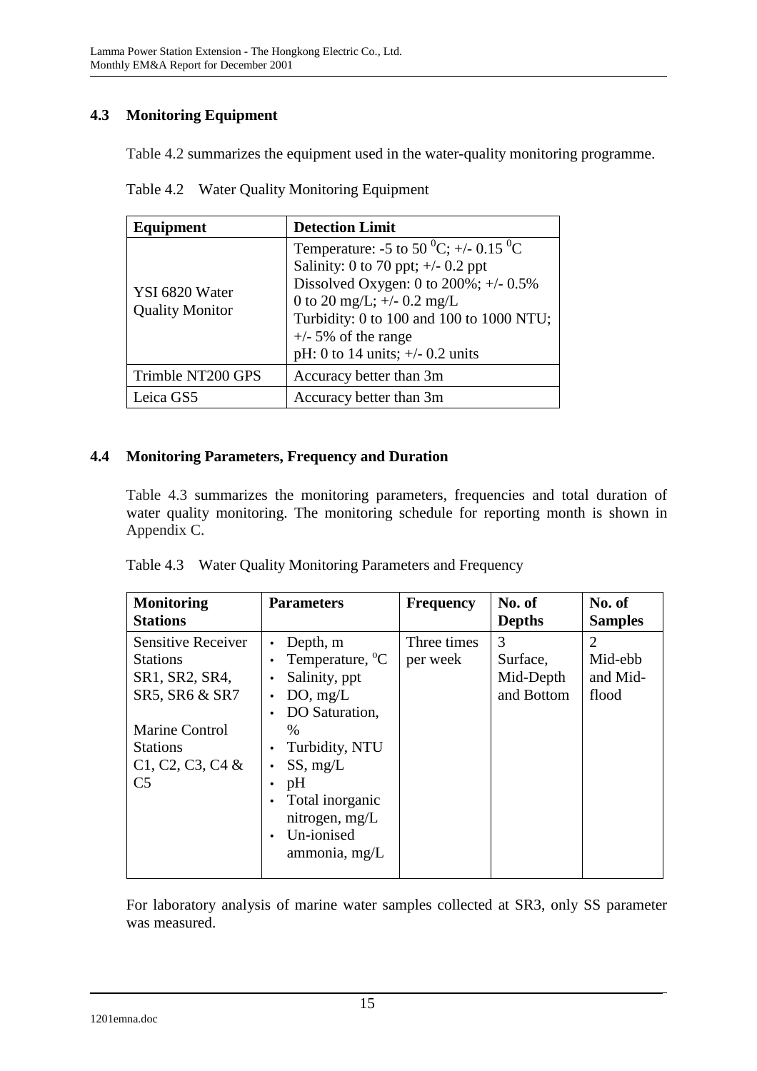### 4.3 Monitoring Equipment

Table 4.2 summarizes the equipment used in the water-quality monitoring programme.

Table 4.2 Water Quality Monitoring Equipment

| Equipment | Detection Limit |
|---|---|
| YSI 6820 Water Quality Monitor | Temperature: -5 to 50 $^0$C; +/- 0.15 $^0$C<br>Salinity: 0 to 70 ppt; +/- 0.2 ppt<br>Dissolved Oxygen: 0 to 200%; +/- 0.5%<br>0 to 20 mg/L; +/- 0.2 mg/L<br>Turbidity: 0 to 100 and 100 to 1000 NTU; +/- 5% of the range<br>pH: 0 to 14 units; +/- 0.2 units |
| Trimble NT200 GPS | Accuracy better than 3m |
| Leica GS5 | Accuracy better than 3m |

### 4.4 Monitoring Parameters, Frequency and Duration

Table 4.3 summarizes the monitoring parameters, frequencies and total duration of water quality monitoring. The monitoring schedule for reporting month is shown in Appendix C.

Table 4.3 Water Quality Monitoring Parameters and Frequency

| Monitoring Stations | Parameters | Frequency | No. of Depths | No. of Samples |
|---|---|---|---|---|
| Sensitive Receiver Stations SR1, SR2, SR4, SR5, SR6 & SR7<br><br>Marine Control Stations C1, C2, C3, C4 & C5 | • Depth, m<br>• Temperature, $^o$C<br>• Salinity, ppt<br>• DO, mg/L<br>• DO Saturation, %<br>• Turbidity, NTU<br>• SS, mg/L<br>• pH<br>• Total inorganic nitrogen, mg/L<br>• Un-ionised ammonia, mg/L | Three times per week | 3<br>Surface, Mid-Depth and Bottom | 2<br>Mid-ebb and Mid-flood |

For laboratory analysis of marine water samples collected at SR3, only SS parameter was measured.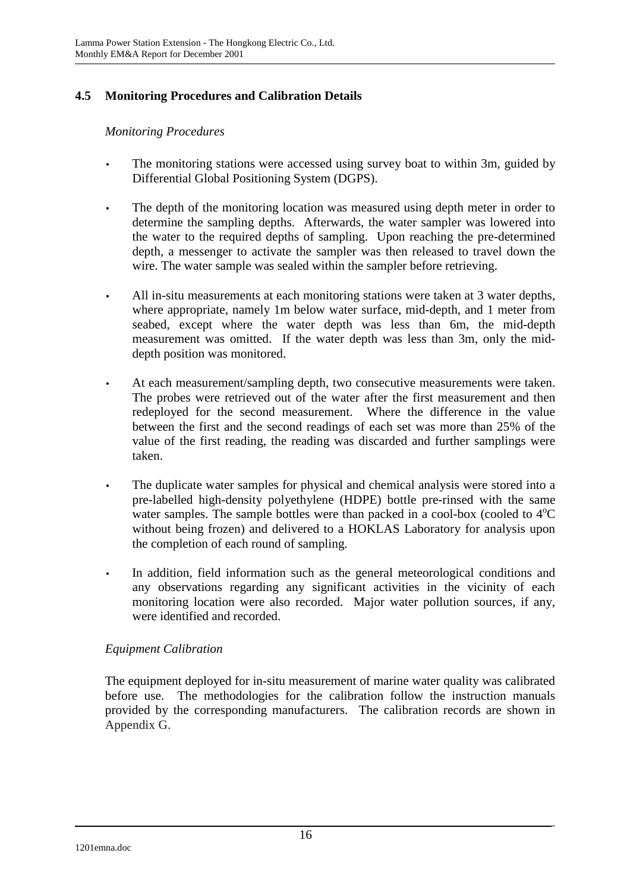## 4.5 Monitoring Procedures and Calibration Details

*Monitoring Procedures*

- The monitoring stations were accessed using survey boat to within 3m, guided by Differential Global Positioning System (DGPS).
- The depth of the monitoring location was measured using depth meter in order to determine the sampling depths. Afterwards, the water sampler was lowered into the water to the required depths of sampling. Upon reaching the pre-determined depth, a messenger to activate the sampler was then released to travel down the wire. The water sample was sealed within the sampler before retrieving.
- All in-situ measurements at each monitoring stations were taken at 3 water depths, where appropriate, namely 1m below water surface, mid-depth, and 1 meter from seabed, except where the water depth was less than 6m, the mid-depth measurement was omitted. If the water depth was less than 3m, only the mid-depth position was monitored.
- At each measurement/sampling depth, two consecutive measurements were taken. The probes were retrieved out of the water after the first measurement and then redeployed for the second measurement. Where the difference in the value between the first and the second readings of each set was more than 25% of the value of the first reading, the reading was discarded and further samplings were taken.
- The duplicate water samples for physical and chemical analysis were stored into a pre-labelled high-density polyethylene (HDPE) bottle pre-rinsed with the same water samples. The sample bottles were than packed in a cool-box (cooled to $4^{o}C$ without being frozen) and delivered to a HOKLAS Laboratory for analysis upon the completion of each round of sampling.
- In addition, field information such as the general meteorological conditions and any observations regarding any significant activities in the vicinity of each monitoring location were also recorded. Major water pollution sources, if any, were identified and recorded.

*Equipment Calibration*

The equipment deployed for in-situ measurement of marine water quality was calibrated before use. The methodologies for the calibration follow the instruction manuals provided by the corresponding manufacturers. The calibration records are shown in Appendix G.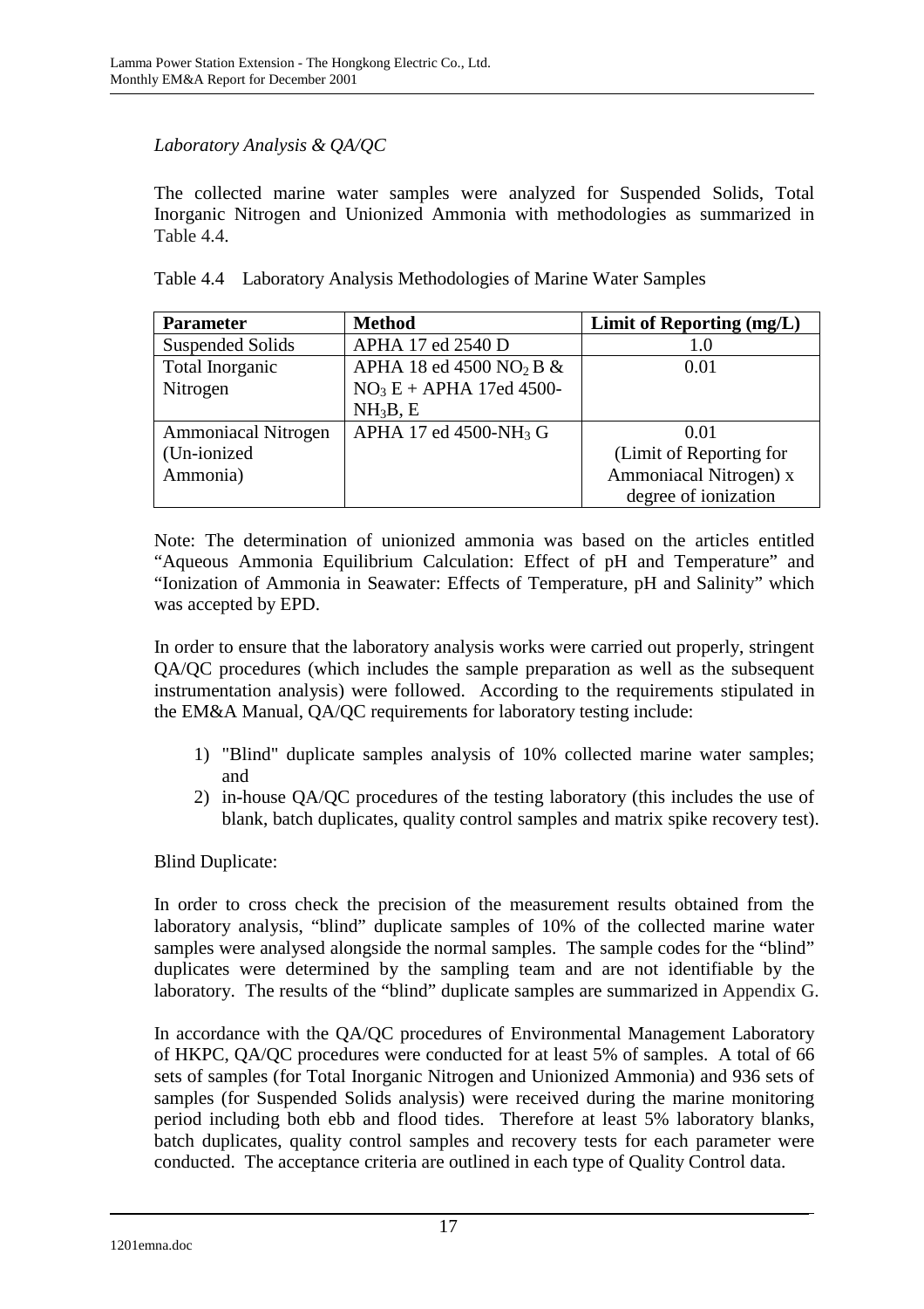*Laboratory Analysis & QA/QC*

The collected marine water samples were analyzed for Suspended Solids, Total Inorganic Nitrogen and Unionized Ammonia with methodologies as summarized in Table 4.4.

Table 4.4 Laboratory Analysis Methodologies of Marine Water Samples

| Parameter | Method | Limit of Reporting (mg/L) |
|---|---|---|
| Suspended Solids | APHA 17 ed 2540 D | 1.0 |
| Total Inorganic Nitrogen | APHA 18 ed 4500 $NO_2$ B & $NO_3$ E + APHA 17ed 4500-$NH_3$B, E | 0.01 |
| Ammoniacal Nitrogen (Un-ionized Ammonia) | APHA 17 ed 4500-$NH_3$ G | 0.01 (Limit of Reporting for Ammoniacal Nitrogen) x degree of ionization |

Note: The determination of unionized ammonia was based on the articles entitled "Aqueous Ammonia Equilibrium Calculation: Effect of pH and Temperature" and "Ionization of Ammonia in Seawater: Effects of Temperature, pH and Salinity" which was accepted by EPD.

In order to ensure that the laboratory analysis works were carried out properly, stringent QA/QC procedures (which includes the sample preparation as well as the subsequent instrumentation analysis) were followed. According to the requirements stipulated in the EM&A Manual, QA/QC requirements for laboratory testing include:

1) "Blind" duplicate samples analysis of 10% collected marine water samples; and
2) in-house QA/QC procedures of the testing laboratory (this includes the use of blank, batch duplicates, quality control samples and matrix spike recovery test).

Blind Duplicate:

In order to cross check the precision of the measurement results obtained from the laboratory analysis, "blind" duplicate samples of 10% of the collected marine water samples were analysed alongside the normal samples. The sample codes for the "blind" duplicates were determined by the sampling team and are not identifiable by the laboratory. The results of the "blind" duplicate samples are summarized in Appendix G.

In accordance with the QA/QC procedures of Environmental Management Laboratory of HKPC, QA/QC procedures were conducted for at least 5% of samples. A total of 66 sets of samples (for Total Inorganic Nitrogen and Unionized Ammonia) and 936 sets of samples (for Suspended Solids analysis) were received during the marine monitoring period including both ebb and flood tides. Therefore at least 5% laboratory blanks, batch duplicates, quality control samples and recovery tests for each parameter were conducted. The acceptance criteria are outlined in each type of Quality Control data.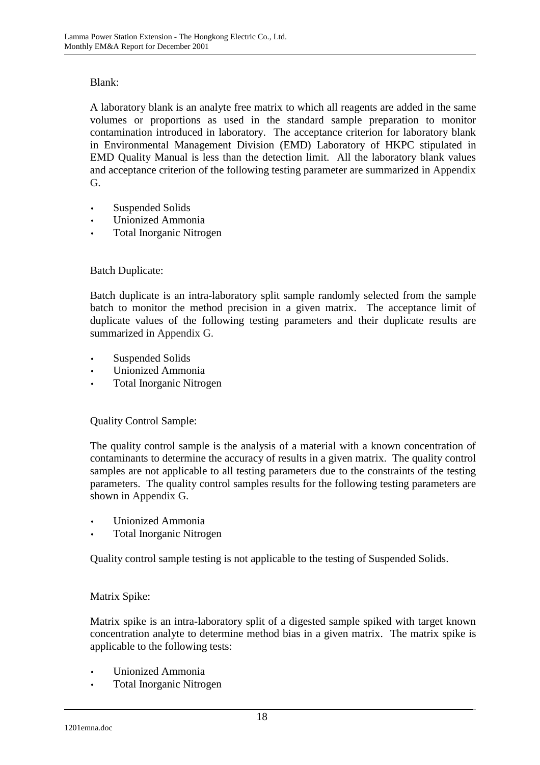Blank:

A laboratory blank is an analyte free matrix to which all reagents are added in the same volumes or proportions as used in the standard sample preparation to monitor contamination introduced in laboratory. The acceptance criterion for laboratory blank in Environmental Management Division (EMD) Laboratory of HKPC stipulated in EMD Quality Manual is less than the detection limit. All the laboratory blank values and acceptance criterion of the following testing parameter are summarized in Appendix G.

- Suspended Solids
- Unionized Ammonia
- Total Inorganic Nitrogen

Batch Duplicate:

Batch duplicate is an intra-laboratory split sample randomly selected from the sample batch to monitor the method precision in a given matrix. The acceptance limit of duplicate values of the following testing parameters and their duplicate results are summarized in Appendix G.

- Suspended Solids
- Unionized Ammonia
- Total Inorganic Nitrogen

Quality Control Sample:

The quality control sample is the analysis of a material with a known concentration of contaminants to determine the accuracy of results in a given matrix. The quality control samples are not applicable to all testing parameters due to the constraints of the testing parameters. The quality control samples results for the following testing parameters are shown in Appendix G.

- Unionized Ammonia
- Total Inorganic Nitrogen

Quality control sample testing is not applicable to the testing of Suspended Solids.

Matrix Spike:

Matrix spike is an intra-laboratory split of a digested sample spiked with target known concentration analyte to determine method bias in a given matrix. The matrix spike is applicable to the following tests:

- Unionized Ammonia
- Total Inorganic Nitrogen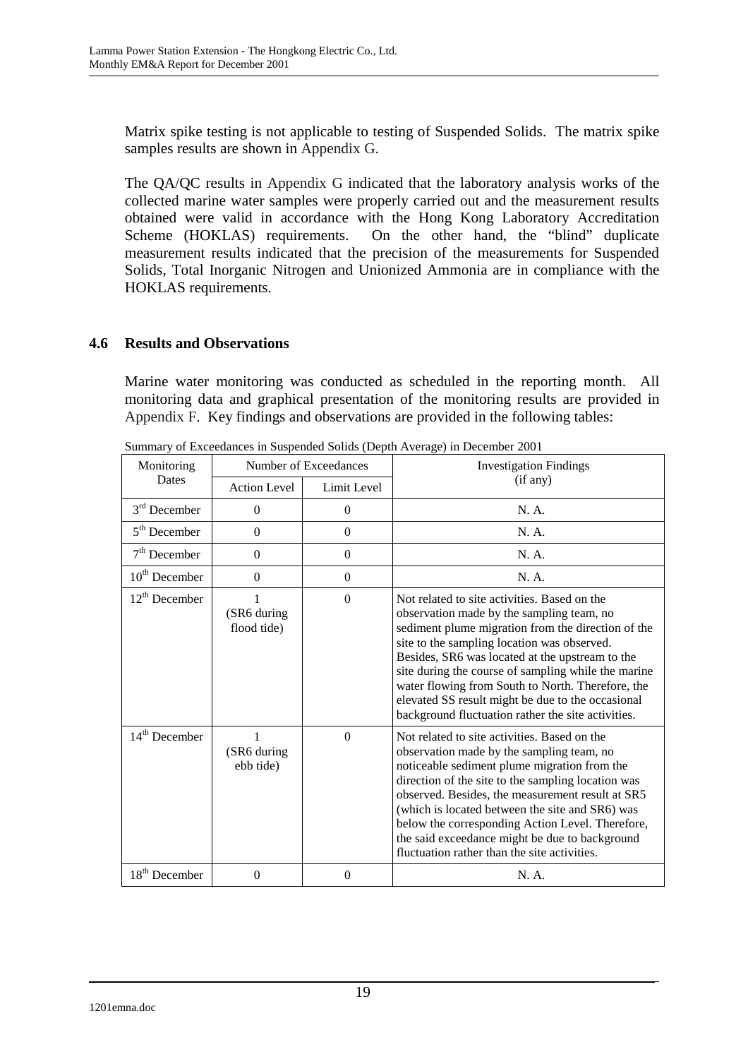Matrix spike testing is not applicable to testing of Suspended Solids. The matrix spike samples results are shown in Appendix G.

The QA/QC results in Appendix G indicated that the laboratory analysis works of the collected marine water samples were properly carried out and the measurement results obtained were valid in accordance with the Hong Kong Laboratory Accreditation Scheme (HOKLAS) requirements. On the other hand, the "blind" duplicate measurement results indicated that the precision of the measurements for Suspended Solids, Total Inorganic Nitrogen and Unionized Ammonia are in compliance with the HOKLAS requirements.

### 4.6 Results and Observations

Marine water monitoring was conducted as scheduled in the reporting month. All monitoring data and graphical presentation of the monitoring results are provided in Appendix F. Key findings and observations are provided in the following tables:

Summary of Exceedances in Suspended Solids (Depth Average) in December 2001

| Monitoring Dates | Number of Exceedances | | Investigation Findings (if any) |
|---|---|---|---|
| | Action Level | Limit Level | |
| 3rd December | 0 | 0 | N. A. |
| 5th December | 0 | 0 | N. A. |
| 7th December | 0 | 0 | N. A. |
| 10th December | 0 | 0 | N. A. |
| 12th December | 1 (SR6 during flood tide) | 0 | Not related to site activities. Based on the observation made by the sampling team, no sediment plume migration from the direction of the site to the sampling location was observed. Besides, SR6 was located at the upstream to the site during the course of sampling while the marine water flowing from South to North. Therefore, the elevated SS result might be due to the occasional background fluctuation rather the site activities. |
| 14th December | 1 (SR6 during ebb tide) | 0 | Not related to site activities. Based on the observation made by the sampling team, no noticeable sediment plume migration from the direction of the site to the sampling location was observed. Besides, the measurement result at SR5 (which is located between the site and SR6) was below the corresponding Action Level. Therefore, the said exceedance might be due to background fluctuation rather than the site activities. |
| 18th December | 0 | 0 | N. A. |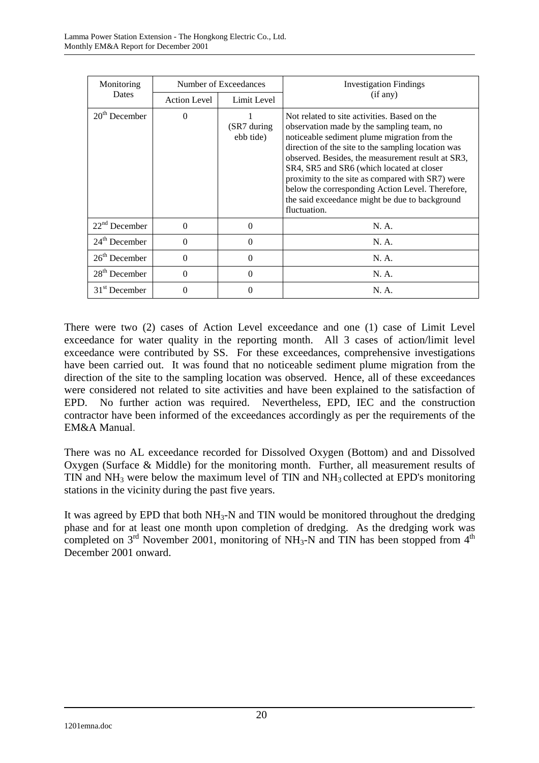| Monitoring Dates | Number of Exceedances | | Investigation Findings (if any) |
|---|---|---|---|
| | Action Level | Limit Level | |
| 20th December | 0 | 1 (SR7 during ebb tide) | Not related to site activities. Based on the observation made by the sampling team, no noticeable sediment plume migration from the direction of the site to the sampling location was observed. Besides, the measurement result at SR3, SR4, SR5 and SR6 (which located at closer proximity to the site as compared with SR7) were below the corresponding Action Level. Therefore, the said exceedance might be due to background fluctuation. |
| 22nd December | 0 | 0 | N. A. |
| 24th December | 0 | 0 | N. A. |
| 26th December | 0 | 0 | N. A. |
| 28th December | 0 | 0 | N. A. |
| 31st December | 0 | 0 | N. A. |

There were two (2) cases of Action Level exceedance and one (1) case of Limit Level exceedance for water quality in the reporting month. All 3 cases of action/limit level exceedance were contributed by SS. For these exceedances, comprehensive investigations have been carried out. It was found that no noticeable sediment plume migration from the direction of the site to the sampling location was observed. Hence, all of these exceedances were considered not related to site activities and have been explained to the satisfaction of EPD. No further action was required. Nevertheless, EPD, IEC and the construction contractor have been informed of the exceedances accordingly as per the requirements of the EM&A Manual.

There was no AL exceedance recorded for Dissolved Oxygen (Bottom) and and Dissolved Oxygen (Surface & Middle) for the monitoring month. Further, all measurement results of TIN and $NH_3$ were below the maximum level of TIN and $NH_3$ collected at EPD's monitoring stations in the vicinity during the past five years.

It was agreed by EPD that both $NH_3$-N and TIN would be monitored throughout the dredging phase and for at least one month upon completion of dredging. As the dredging work was completed on 3rd November 2001, monitoring of $NH_3$-N and TIN has been stopped from 4th December 2001 onward.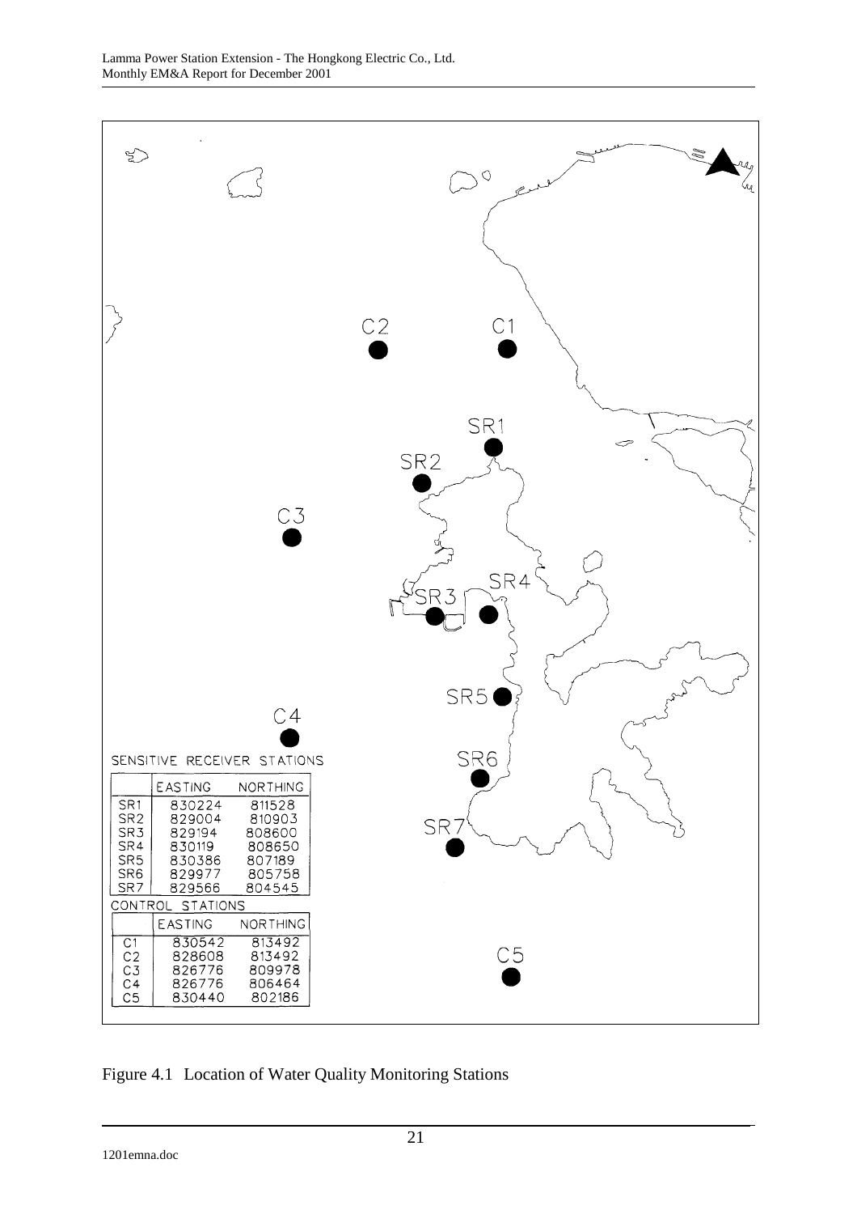SENSITIVE RECEIVER STATIONS

| | EASTING | NORTHING |
|---|---|---|
| SR1 | 830224 | 811528 |
| SR2 | 829004 | 810903 |
| SR3 | 829194 | 808600 |
| SR4 | 830119 | 808650 |
| SR5 | 830386 | 807189 |
| SR6 | 829977 | 805758 |
| SR7 | 829566 | 804545 |

CONTROL STATIONS

| | EASTING | NORTHING |
|---|---|---|
| C1 | 830542 | 813492 |
| C2 | 828608 | 813492 |
| C3 | 826776 | 809978 |
| C4 | 826776 | 806464 |
| C5 | 830440 | 802186 |

Figure 4.1 Location of Water Quality Monitoring Stations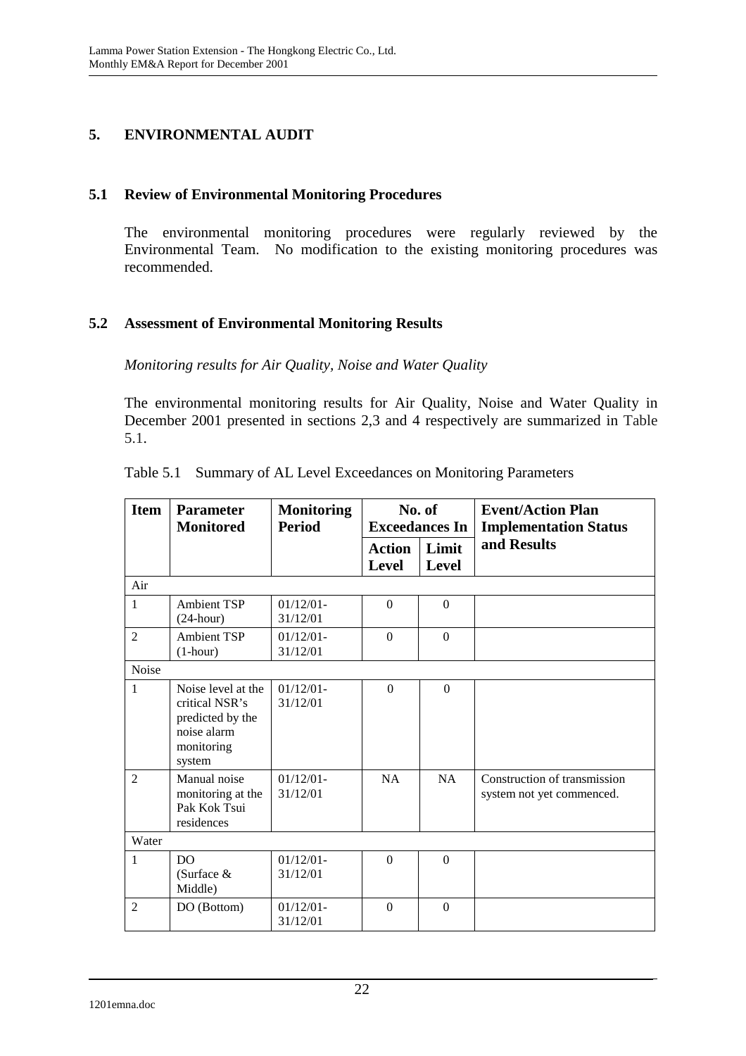## 5. ENVIRONMENTAL AUDIT

### 5.1 Review of Environmental Monitoring Procedures

The environmental monitoring procedures were regularly reviewed by the Environmental Team. No modification to the existing monitoring procedures was recommended.

### 5.2 Assessment of Environmental Monitoring Results

*Monitoring results for Air Quality, Noise and Water Quality*

The environmental monitoring results for Air Quality, Noise and Water Quality in December 2001 presented in sections 2,3 and 4 respectively are summarized in Table 5.1.

Table 5.1 Summary of AL Level Exceedances on Monitoring Parameters

| Item | Parameter Monitored | Monitoring Period | No. of Exceedances In | | Event/Action Plan Implementation Status and Results |
|---|---|---|---|---|---|
| | | | Action Level | Limit Level | |
| Air | | | | | |
| 1 | Ambient TSP (24-hour) | 01/12/01-31/12/01 | 0 | 0 | |
| 2 | Ambient TSP (1-hour) | 01/12/01-31/12/01 | 0 | 0 | |
| Noise | | | | | |
| 1 | Noise level at the critical NSR's predicted by the noise alarm monitoring system | 01/12/01-31/12/01 | 0 | 0 | |
| 2 | Manual noise monitoring at the Pak Kok Tsui residences | 01/12/01-31/12/01 | NA | NA | Construction of transmission system not yet commenced. |
| Water | | | | | |
| 1 | DO (Surface & Middle) | 01/12/01-31/12/01 | 0 | 0 | |
| 2 | DO (Bottom) | 01/12/01-31/12/01 | 0 | 0 | |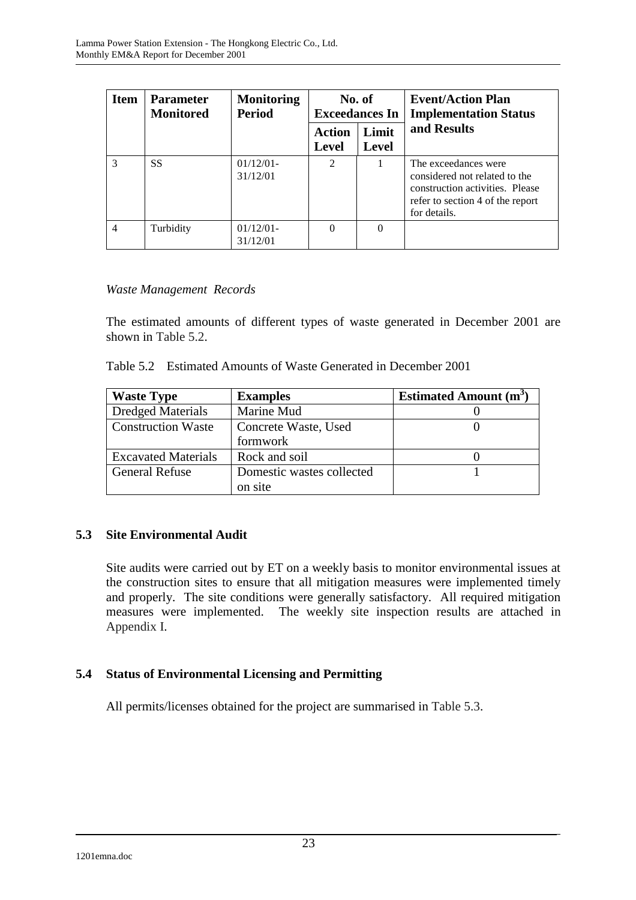| Item | Parameter Monitored | Monitoring Period | No. of Exceedances In | | Event/Action Plan Implementation Status and Results |
|---|---|---|---|---|---|
| | | | Action Level | Limit Level | |
| 3 | SS | 01/12/01-31/12/01 | 2 | 1 | The exceedances were considered not related to the construction activities. Please refer to section 4 of the report for details. |
| 4 | Turbidity | 01/12/01-31/12/01 | 0 | 0 | |

*Waste Management Records*

The estimated amounts of different types of waste generated in December 2001 are shown in Table 5.2.

Table 5.2 Estimated Amounts of Waste Generated in December 2001

| Waste Type | Examples | Estimated Amount ($m^3$) |
|---|---|---|
| Dredged Materials | Marine Mud | 0 |
| Construction Waste | Concrete Waste, Used formwork | 0 |
| Excavated Materials | Rock and soil | 0 |
| General Refuse | Domestic wastes collected on site | 1 |

### 5.3 Site Environmental Audit

Site audits were carried out by ET on a weekly basis to monitor environmental issues at the construction sites to ensure that all mitigation measures were implemented timely and properly. The site conditions were generally satisfactory. All required mitigation measures were implemented. The weekly site inspection results are attached in Appendix I.

### 5.4 Status of Environmental Licensing and Permitting

All permits/licenses obtained for the project are summarised in Table 5.3.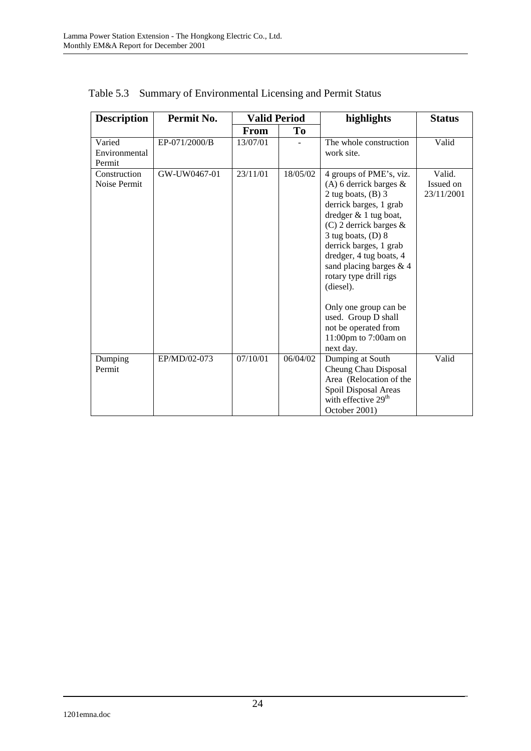Table 5.3 Summary of Environmental Licensing and Permit Status

| Description | Permit No. | Valid Period | | highlights | Status |
|---|---|---|---|---|---|
| | | From | To | | |
| Varied Environmental Permit | EP-071/2000/B | 13/07/01 | - | The whole construction work site. | Valid |
| Construction Noise Permit | GW-UW0467-01 | 23/11/01 | 18/05/02 | 4 groups of PME's, viz. (A) 6 derrick barges & 2 tug boats, (B) 3 derrick barges, 1 grab dredger & 1 tug boat, (C) 2 derrick barges & 3 tug boats, (D) 8 derrick barges, 1 grab dredger, 4 tug boats, 4 sand placing barges & 4 rotary type drill rigs (diesel).<br><br>Only one group can be used. Group D shall not be operated from 11:00pm to 7:00am on next day. | Valid. Issued on 23/11/2001 |
| Dumping Permit | EP/MD/02-073 | 07/10/01 | 06/04/02 | Dumping at South Cheung Chau Disposal Area (Relocation of the Spoil Disposal Areas with effective 29th October 2001) | Valid |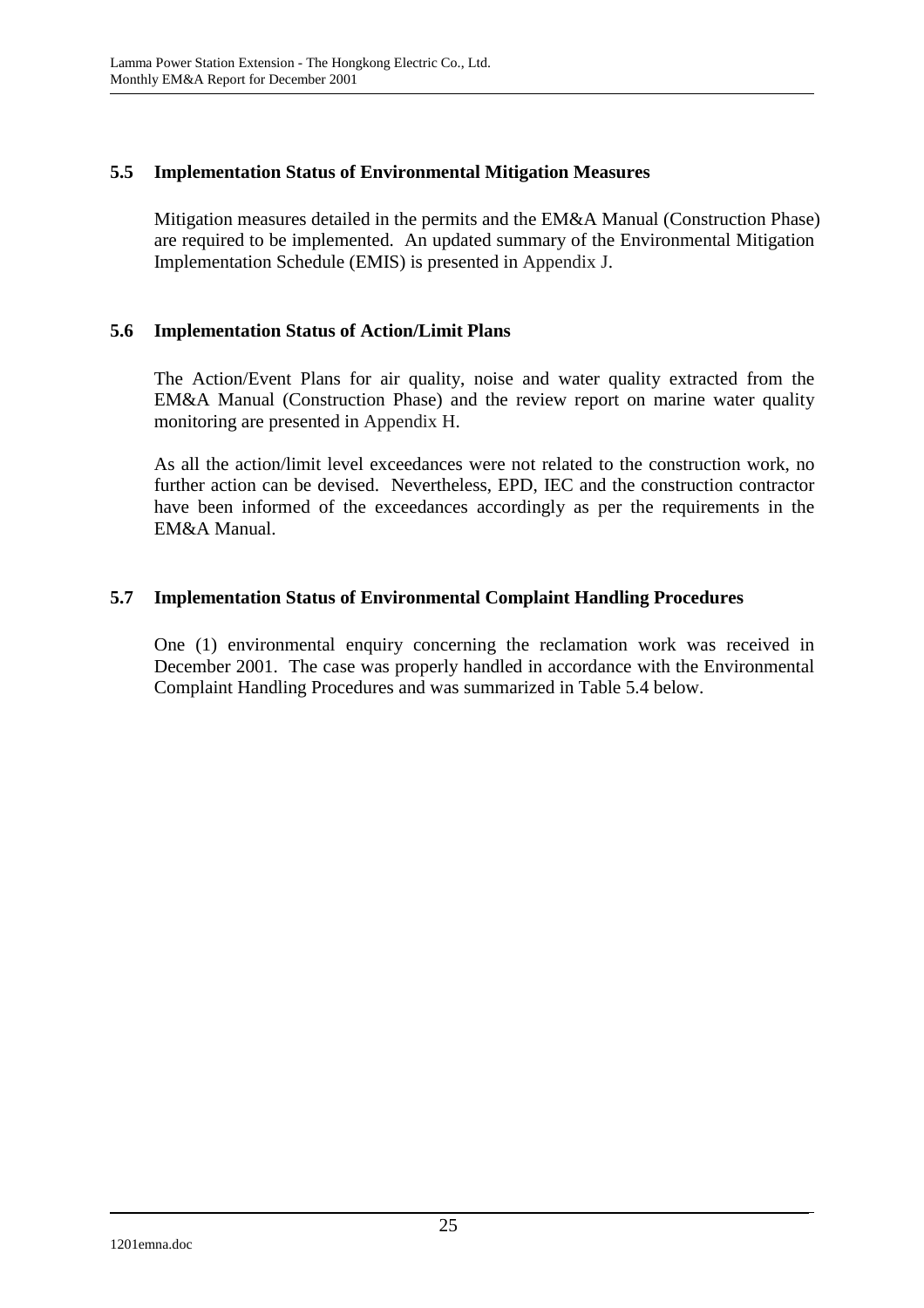### 5.5 Implementation Status of Environmental Mitigation Measures

Mitigation measures detailed in the permits and the EM&A Manual (Construction Phase) are required to be implemented. An updated summary of the Environmental Mitigation Implementation Schedule (EMIS) is presented in Appendix J.

### 5.6 Implementation Status of Action/Limit Plans

The Action/Event Plans for air quality, noise and water quality extracted from the EM&A Manual (Construction Phase) and the review report on marine water quality monitoring are presented in Appendix H.

As all the action/limit level exceedances were not related to the construction work, no further action can be devised. Nevertheless, EPD, IEC and the construction contractor have been informed of the exceedances accordingly as per the requirements in the EM&A Manual.

### 5.7 Implementation Status of Environmental Complaint Handling Procedures

One (1) environmental enquiry concerning the reclamation work was received in December 2001. The case was properly handled in accordance with the Environmental Complaint Handling Procedures and was summarized in Table 5.4 below.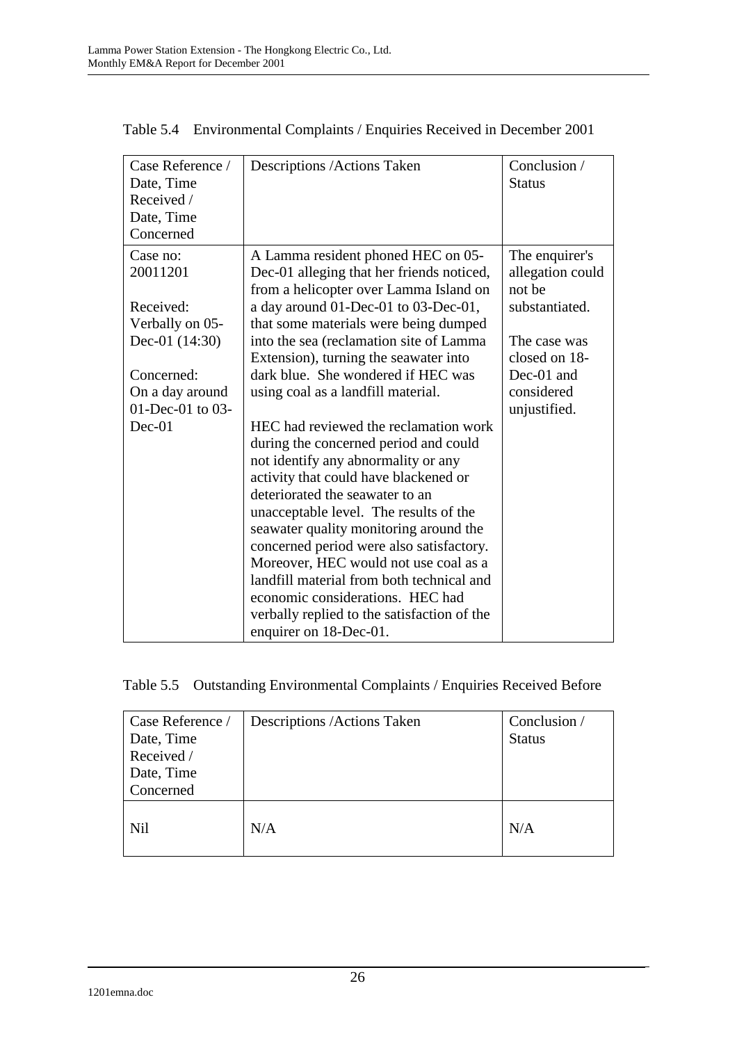Table 5.4 Environmental Complaints / Enquiries Received in December 2001

| Case Reference / Date, Time Received / Date, Time Concerned | Descriptions /Actions Taken | Conclusion / Status |
|---|---|---|
| Case no: 20011201<br><br>Received: Verbally on 05-Dec-01 (14:30)<br><br>Concerned: On a day around 01-Dec-01 to 03-Dec-01 | A Lamma resident phoned HEC on 05-Dec-01 alleging that her friends noticed, from a helicopter over Lamma Island on a day around 01-Dec-01 to 03-Dec-01, that some materials were being dumped into the sea (reclamation site of Lamma Extension), turning the seawater into dark blue. She wondered if HEC was using coal as a landfill material.<br><br>HEC had reviewed the reclamation work during the concerned period and could not identify any abnormality or any activity that could have blackened or deteriorated the seawater to an unacceptable level. The results of the seawater quality monitoring around the concerned period were also satisfactory. Moreover, HEC would not use coal as a landfill material from both technical and economic considerations. HEC had verbally replied to the satisfaction of the enquirer on 18-Dec-01. | The enquirer's allegation could not be substantiated.<br><br>The case was closed on 18-Dec-01 and considered unjustified. |

Table 5.5 Outstanding Environmental Complaints / Enquiries Received Before

| Case Reference / Date, Time Received / Date, Time Concerned | Descriptions /Actions Taken | Conclusion / Status |
|---|---|---|
| Nil | N/A | N/A |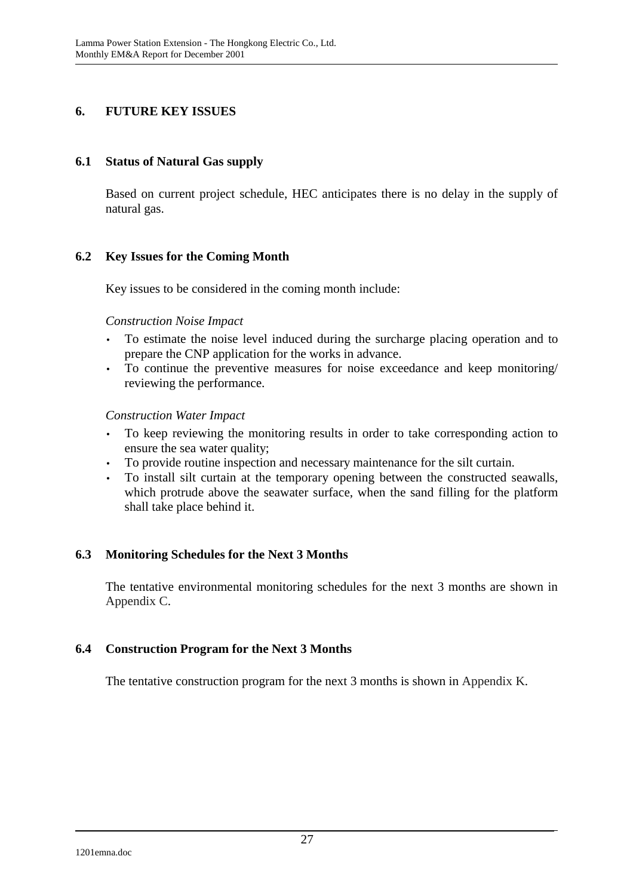# 6. FUTURE KEY ISSUES

## 6.1 Status of Natural Gas supply

Based on current project schedule, HEC anticipates there is no delay in the supply of natural gas.

## 6.2 Key Issues for the Coming Month

Key issues to be considered in the coming month include:

*Construction Noise Impact*

- To estimate the noise level induced during the surcharge placing operation and to prepare the CNP application for the works in advance.
- To continue the preventive measures for noise exceedance and keep monitoring/ reviewing the performance.

*Construction Water Impact*

- To keep reviewing the monitoring results in order to take corresponding action to ensure the sea water quality;
- To provide routine inspection and necessary maintenance for the silt curtain.
- To install silt curtain at the temporary opening between the constructed seawalls, which protrude above the seawater surface, when the sand filling for the platform shall take place behind it.

## 6.3 Monitoring Schedules for the Next 3 Months

The tentative environmental monitoring schedules for the next 3 months are shown in Appendix C.

## 6.4 Construction Program for the Next 3 Months

The tentative construction program for the next 3 months is shown in Appendix K.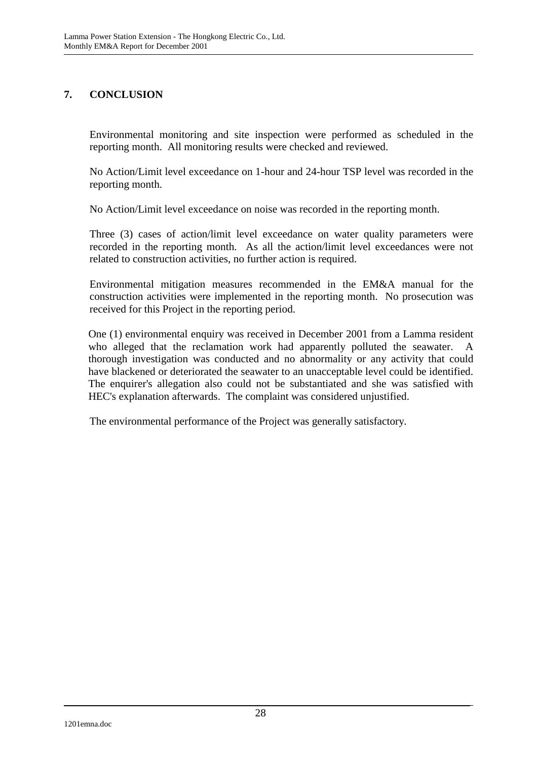## 7. CONCLUSION

Environmental monitoring and site inspection were performed as scheduled in the reporting month. All monitoring results were checked and reviewed.

No Action/Limit level exceedance on 1-hour and 24-hour TSP level was recorded in the reporting month.

No Action/Limit level exceedance on noise was recorded in the reporting month.

Three (3) cases of action/limit level exceedance on water quality parameters were recorded in the reporting month. As all the action/limit level exceedances were not related to construction activities, no further action is required.

Environmental mitigation measures recommended in the EM&A manual for the construction activities were implemented in the reporting month. No prosecution was received for this Project in the reporting period.

One (1) environmental enquiry was received in December 2001 from a Lamma resident who alleged that the reclamation work had apparently polluted the seawater. A thorough investigation was conducted and no abnormality or any activity that could have blackened or deteriorated the seawater to an unacceptable level could be identified. The enquirer's allegation also could not be substantiated and she was satisfied with HEC's explanation afterwards. The complaint was considered unjustified.

The environmental performance of the Project was generally satisfactory.